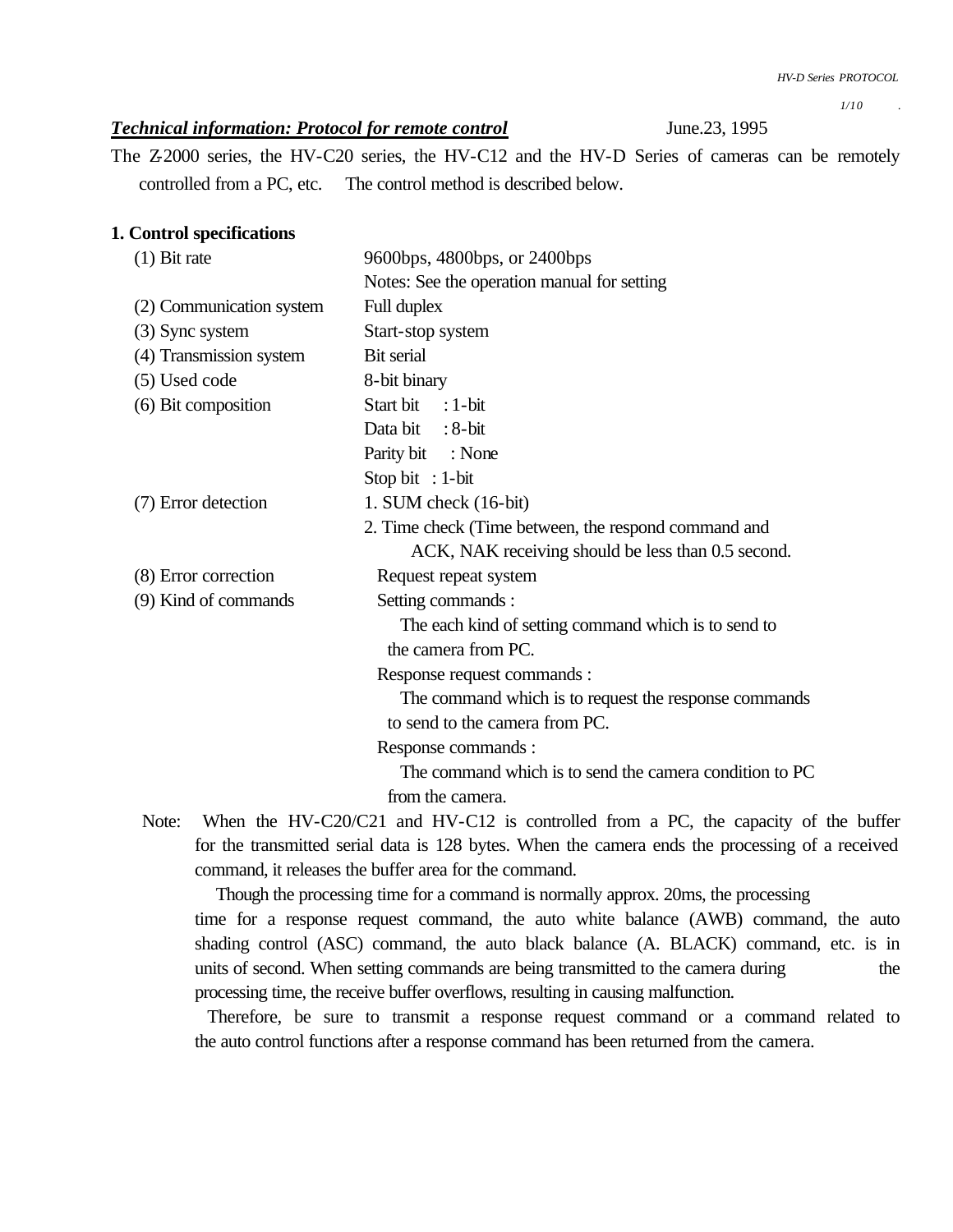***Technical information: Protocol for remote control*** June.23, 1995

The Z-2000 series, the HV-C20 series, the HV-C12 and the HV-D Series of cameras can be remotely controlled from a PC, etc. The control method is described below.

**1. Control specifications**

| | |
|---|---|
| (1) Bit rate | 9600bps, 4800bps, or 2400bps<br>Notes: See the operation manual for setting |
| (2) Communication system | Full duplex |
| (3) Sync system | Start-stop system |
| (4) Transmission system | Bit serial |
| (5) Used code | 8-bit binary |
| (6) Bit composition | Start bit : 1-bit<br>Data bit : 8-bit<br>Parity bit : None<br>Stop bit : 1-bit |
| (7) Error detection | 1. SUM check (16-bit)<br>2. Time check (Time between, the respond command and ACK, NAK receiving should be less than 0.5 second. |
| (8) Error correction | Request repeat system |
| (9) Kind of commands | Setting commands :<br>The each kind of setting command which is to send to the camera from PC.<br>Response request commands :<br>The command which is to request the response commands to send to the camera from PC.<br>Response commands :<br>The command which is to send the camera condition to PC from the camera. |

Note: When the HV-C20/C21 and HV-C12 is controlled from a PC, the capacity of the buffer for the transmitted serial data is 128 bytes. When the camera ends the processing of a received command, it releases the buffer area for the command.

Though the processing time for a command is normally approx. 20ms, the processing time for a response request command, the auto white balance (AWB) command, the auto shading control (ASC) command, the auto black balance (A. BLACK) command, etc. is in units of second. When setting commands are being transmitted to the camera during the processing time, the receive buffer overflows, resulting in causing malfunction.

Therefore, be sure to transmit a response request command or a command related to the auto control functions after a response command has been returned from the camera.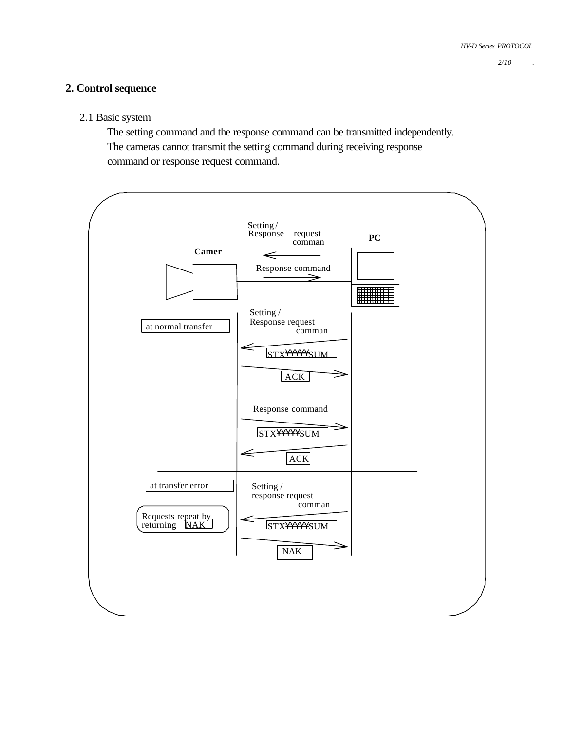## 2. Control sequence

### 2.1 Basic system

The setting command and the response command can be transmitted independently. The cameras cannot transmit the setting command during receiving response command or response request command.

Setting / Response request comman

PC

Camer

Response command

at normal transfer

Setting / Response request comman

STX¥¥¥¥¥SUM

ACK

Response command

STX¥¥¥¥¥SUM

ACK

at transfer error

Setting / response request comman

Requests repeat by returning NAK

STX¥¥¥¥¥SUM

NAK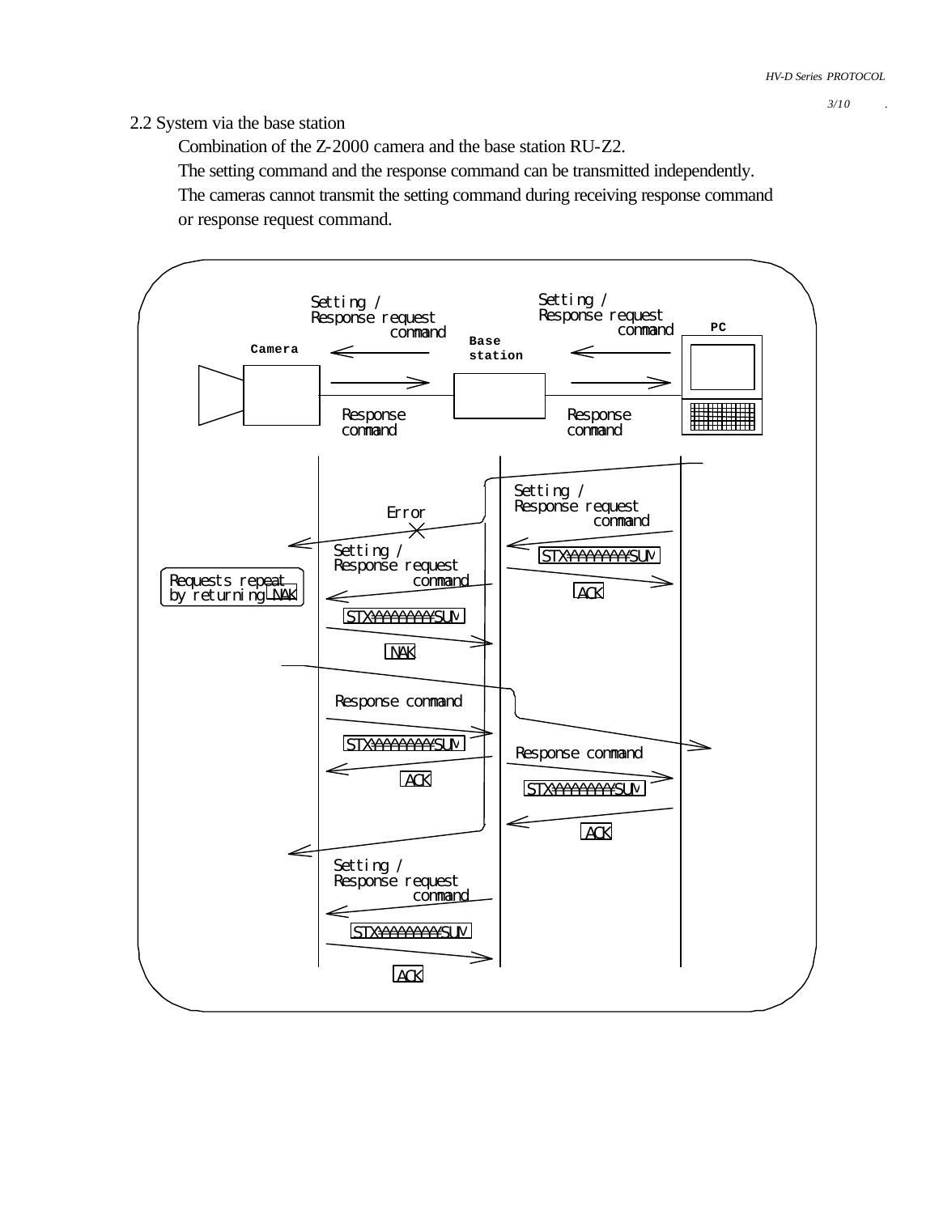## 2.2 System via the base station

Combination of the Z-2000 camera and the base station RU-Z2.

The setting command and the response command can be transmitted independently.

The cameras cannot transmit the setting command during receiving response command or response request command.

Camera | Base station | PC

Setting / Response request command

Response command

Setting / Response request command

Response command

Setting / Response request command

STX¥¥¥¥¥¥¥¥¥SUM

ACK

Error

Setting / Response request command

Requests repeat by returning NAK

STX¥¥¥¥¥¥¥¥¥SUM

NAK

Response command

STX¥¥¥¥¥¥¥¥¥SUM

ACK

Response command

STX¥¥¥¥¥¥¥¥¥SUM

ACK

Setting / Response request command

STX¥¥¥¥¥¥¥¥¥SUM

ACK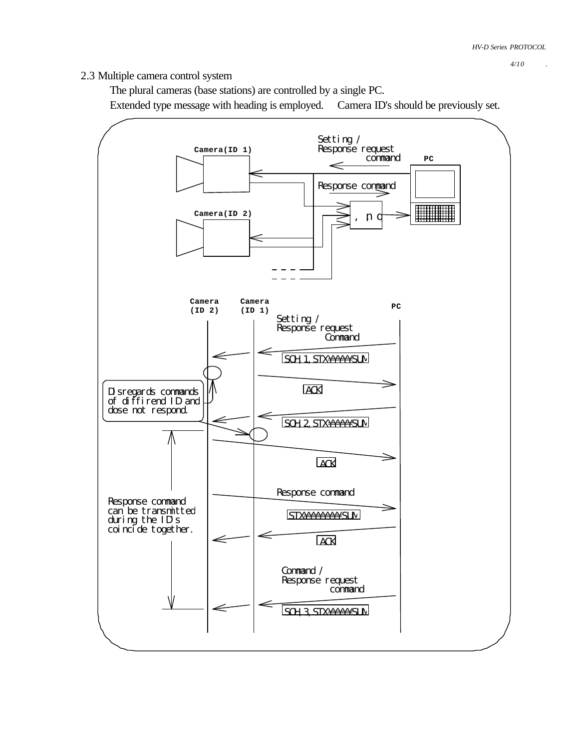## 2.3 Multiple camera control system

The plural cameras (base stations) are controlled by a single PC.

Extended type message with heading is employed. Camera ID's should be previously set.

Camera(ID 1)

Camera(ID 2)

Setting /
Response request
command

PC

Response command

Camera
(ID 2)

Camera
(ID 1)

PC

Setting /
Response request
Command

SOH,1,STX¥¥¥¥¥SUM

ACK

Disregards commands of diffirend ID and dose not respond.

SOH,2,STX¥¥¥¥¥SUM

ACK

Response command

Response command can be transmitted during the ID's coincide together.

STX¥¥¥¥¥¥¥¥SUM

ACK

Command /
Response request
command

SOH,3,STX¥¥¥¥¥SUM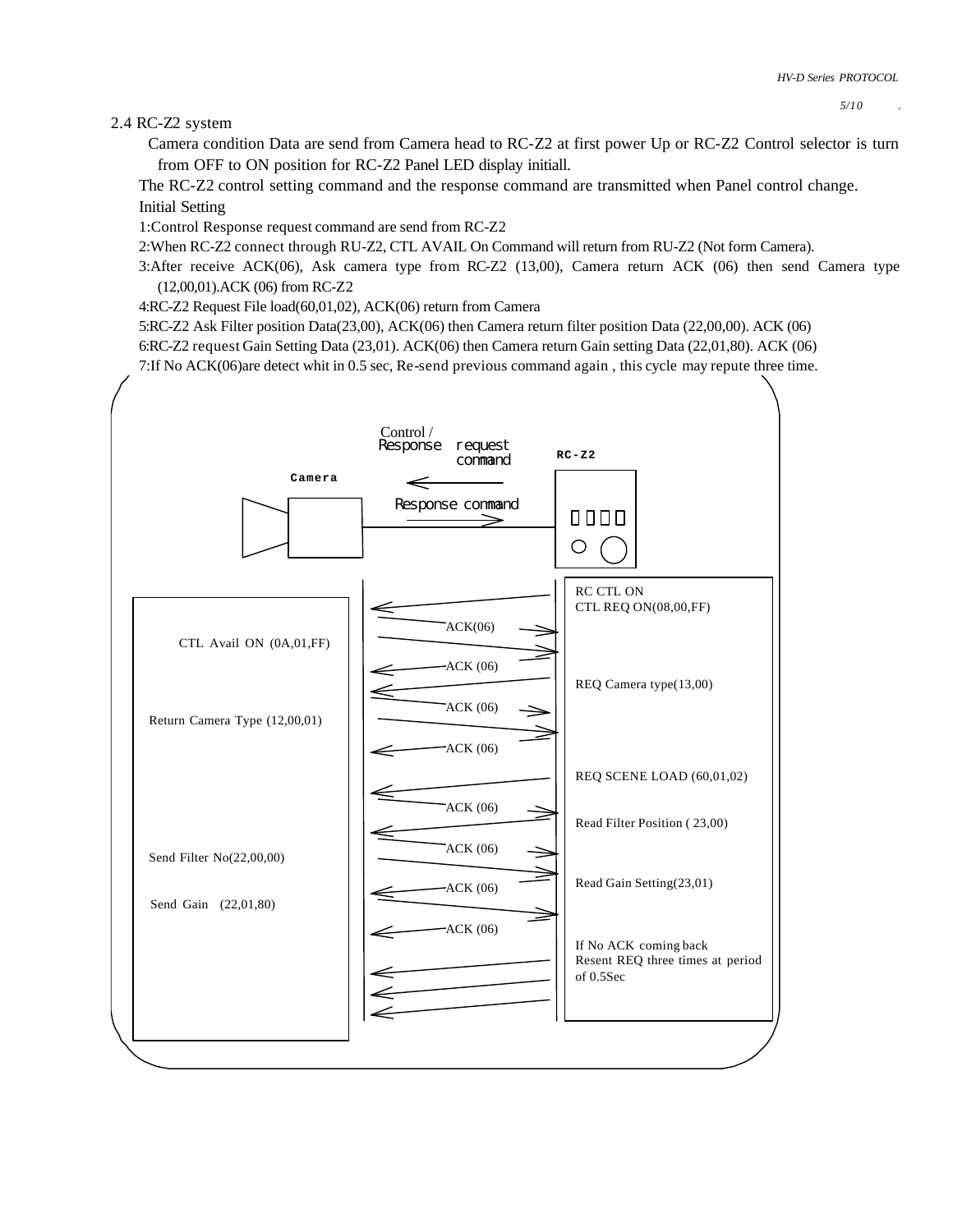## 2.4 RC-Z2 system

Camera condition Data are send from Camera head to RC-Z2 at first power Up or RC-Z2 Control selector is turn from OFF to ON position for RC-Z2 Panel LED display initiall.

The RC-Z2 control setting command and the response command are transmitted when Panel control change.

Initial Setting

1:Control Response request command are send from RC-Z2

2:When RC-Z2 connect through RU-Z2, CTL AVAIL On Command will return from RU-Z2 (Not form Camera).

3:After receive ACK(06), Ask camera type from RC-Z2 (13,00), Camera return ACK (06) then send Camera type (12,00,01).ACK (06) from RC-Z2

4:RC-Z2 Request File load(60,01,02), ACK(06) return from Camera

5:RC-Z2 Ask Filter position Data(23,00), ACK(06) then Camera return filter position Data (22,00,00). ACK (06)

6:RC-Z2 request Gain Setting Data (23,01). ACK(06) then Camera return Gain setting Data (22,01,80). ACK (06)

7:If No ACK(06)are detect whit in 0.5 sec, Re-send previous command again , this cycle may repute three time.

Control / Response request command

Response command

Camera

RC-Z2

RC CTL ON
CTL REQ ON(08,00,FF)

ACK(06)

CTL Avail ON (0A,01,FF)

ACK (06)

REQ Camera type(13,00)

ACK (06)

Return Camera Type (12,00,01)

ACK (06)

REQ SCENE LOAD (60,01,02)

ACK (06)

Read Filter Position ( 23,00)

ACK (06)

Send Filter No(22,00,00)

Read Gain Setting(23,01)

ACK (06)

Send Gain (22,01,80)

ACK (06)

If No ACK coming back
Resent REQ three times at period of 0.5Sec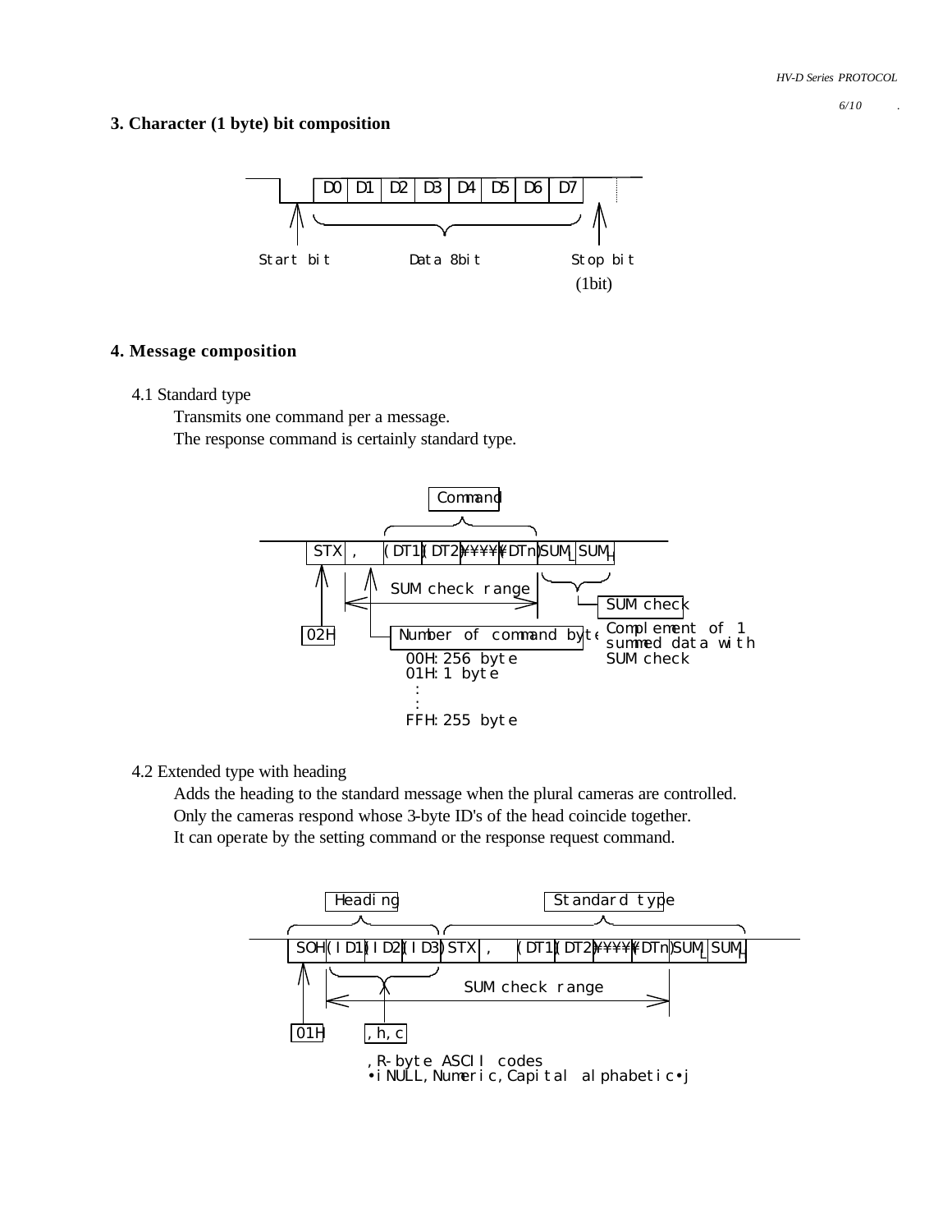## 3. Character (1 byte) bit composition

D0 D1 D2 D3 D4 D5 D6 D7

Start bit

Data 8bit

Stop bit
(1bit)

## 4. Message composition

4.1 Standard type

Transmits one command per a message.
The response command is certainly standard type.

Command

STX , (DT1)(DT2)¥¥¥¥(DTn) SUM$_L$ SUM$_H$

SUM check range

SUM check

02H

Number of command byte

Complement of 1 summed data with SUM check

00H: 256 byte
01H: 1 byte
:
:
FFH: 255 byte

4.2 Extended type with heading

Adds the heading to the standard message when the plural cameras are controlled.
Only the cameras respond whose 3-byte ID's of the head coincide together.
It can operate by the setting command or the response request command.

Heading

Standard type

SOH (ID1)(ID2)(ID3) STX , (DT1)(DT2)¥¥¥¥(DTn) SUM$_L$ SUM$_H$

SUM check range

01H

, h, c

, R-byte ASCII codes
•iNULL, Numeric, Capital alphabetic•j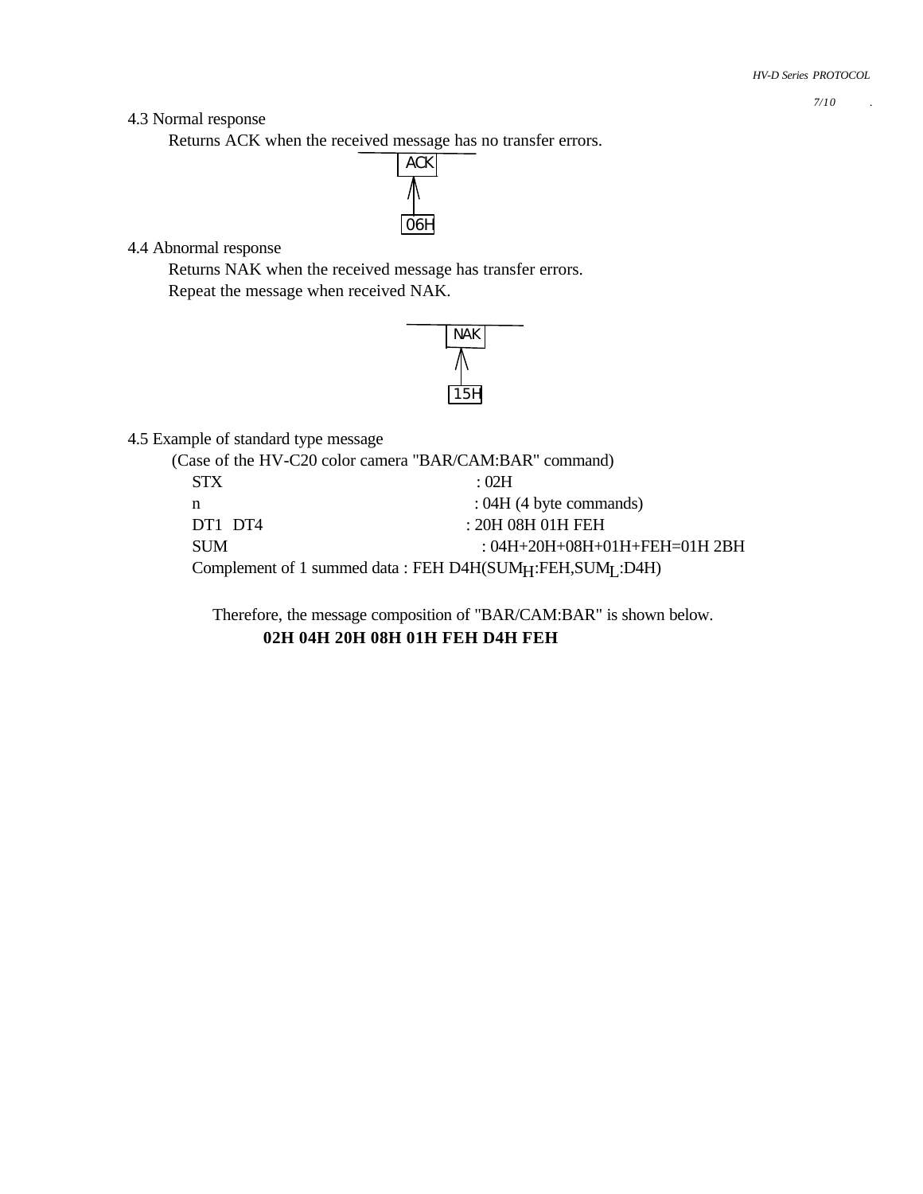4.3 Normal response

Returns ACK when the received message has no transfer errors.

ACK

06H

4.4 Abnormal response

Returns NAK when the received message has transfer errors.
Repeat the message when received NAK.

NAK

15H

4.5 Example of standard type message

(Case of the HV-C20 color camera "BAR/CAM:BAR" command)

STX : 02H
n : 04H (4 byte commands)
DT1 DT4 : 20H 08H 01H FEH
SUM : 04H+20H+08H+01H+FEH=01H 2BH
Complement of 1 summed data : FEH D4H($SUM_H$:FEH,$SUM_L$:D4H)

Therefore, the message composition of "BAR/CAM:BAR" is shown below.

**02H 04H 20H 08H 01H FEH D4H FEH**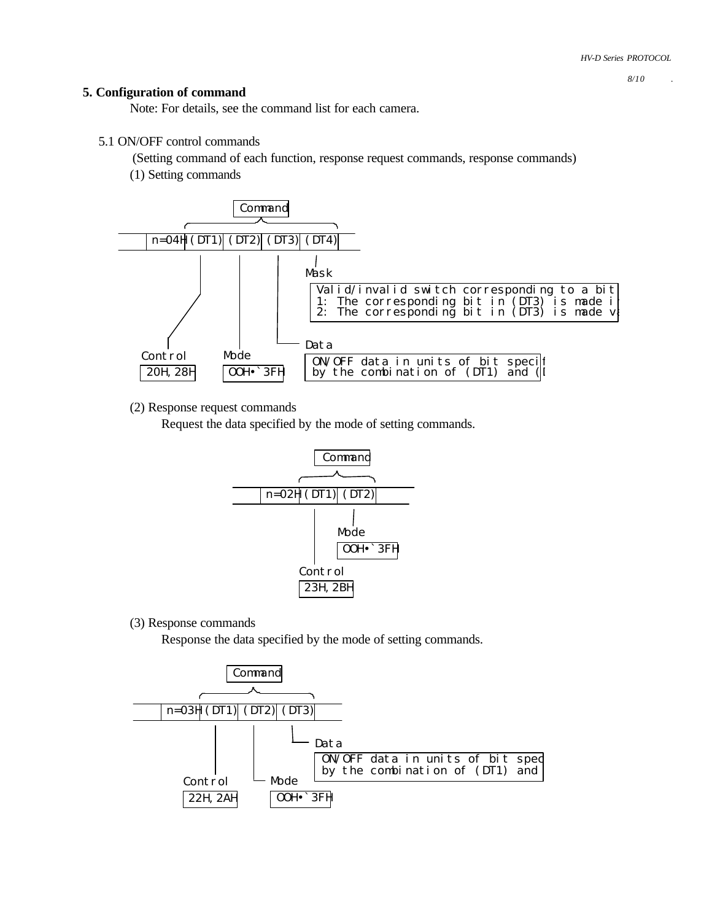## 5. Configuration of command

Note: For details, see the command list for each camera.

### 5.1 ON/OFF control commands

(Setting command of each function, response request commands, response commands)

(1) Setting commands

Command

n=04H (DT1) (DT2) (DT3) (DT4)

Mask

Valid/invalid switch corresponding to a bit
1: The corresponding bit in (DT3) is made i
2: The corresponding bit in (DT3) is made v

Data

ON/OFF data in units of bit specif
by the combination of (DT1) and (D

Control
20H, 28H

Mode
OOH•`3FH

(2) Response request commands

Request the data specified by the mode of setting commands.

Command

n=02H (DT1) (DT2)

Mode
OOH•`3FH

Control
23H, 2BH

(3) Response commands

Response the data specified by the mode of setting commands.

Command

n=03H (DT1) (DT2) (DT3)

Data

ON/OFF data in units of bit spec
by the combination of (DT1) and

Control
22H, 2AH

Mode
OOH•`3FH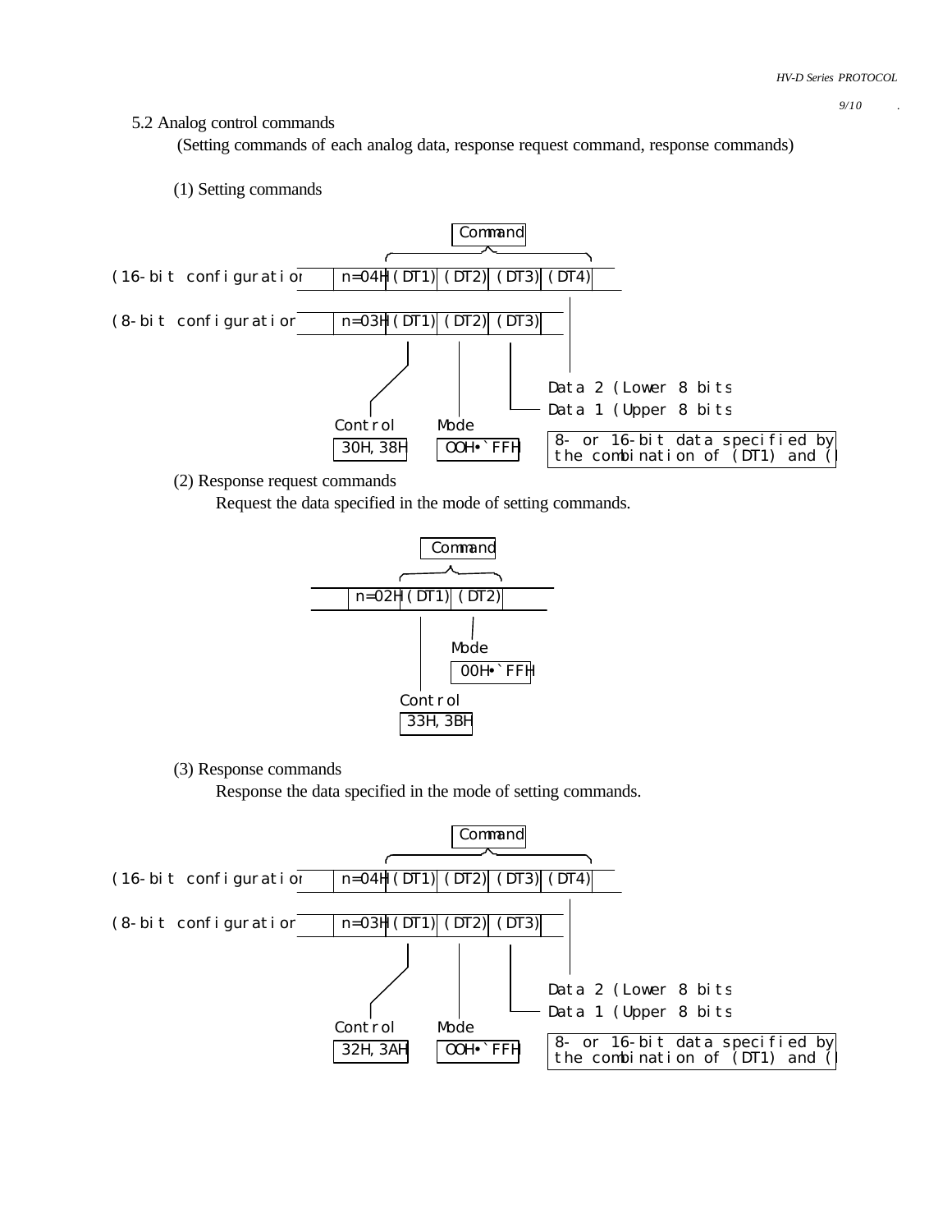5.2 Analog control commands

(Setting commands of each analog data, response request command, response commands)

(1) Setting commands

Command

(16-bit configuration) n=04H (DT1) (DT2) (DT3) (DT4)

(8-bit configuration) n=03H (DT1) (DT2) (DT3)

Data 2 (Lower 8 bits

Data 1 (Upper 8 bits

Control
30H, 38H

Mode
OOH•`FFH

8- or 16-bit data specified by the combination of (DT1) and (

(2) Response request commands

Request the data specified in the mode of setting commands.

Command

n=02H (DT1) (DT2)

Mode
00H•`FFH

Control
33H, 3BH

(3) Response commands

Response the data specified in the mode of setting commands.

Command

(16-bit configuration) n=04H (DT1) (DT2) (DT3) (DT4)

(8-bit configuration) n=03H (DT1) (DT2) (DT3)

Data 2 (Lower 8 bits

Data 1 (Upper 8 bits

Control
32H, 3AH

Mode
OOH•`FFH

8- or 16-bit data specified by the combination of (DT1) and (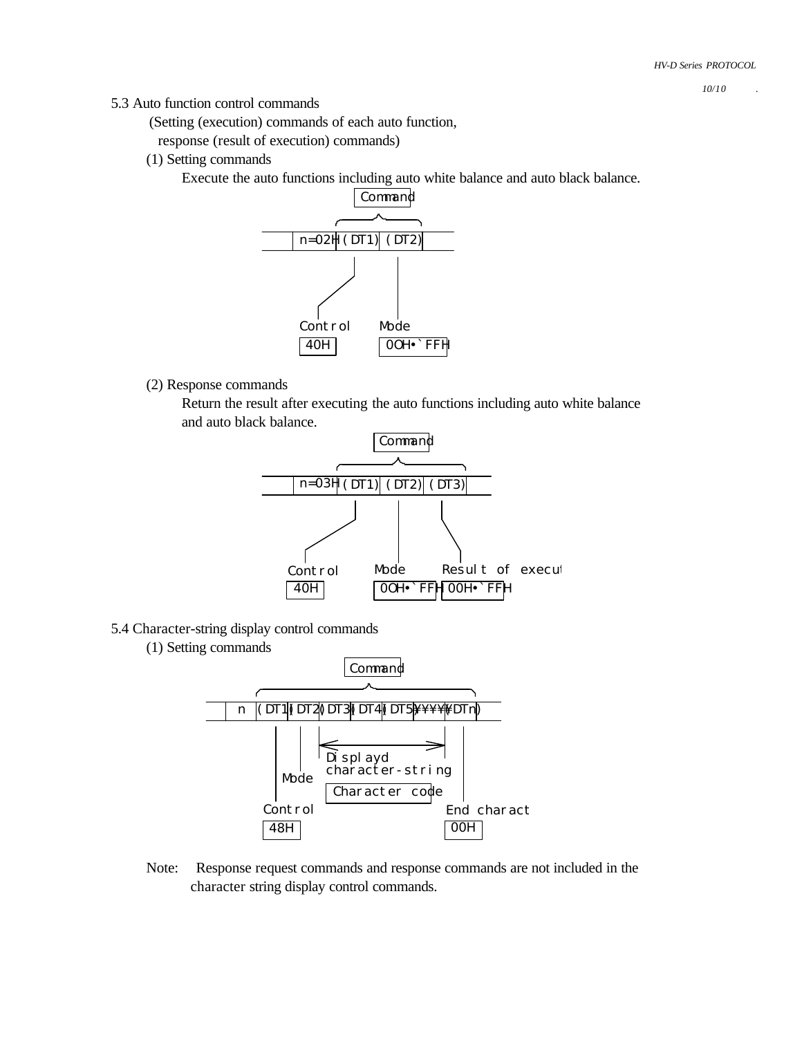## 5.3 Auto function control commands

(Setting (execution) commands of each auto function,
response (result of execution) commands)

(1) Setting commands

Execute the auto functions including auto white balance and auto black balance.

Command

| n=02H | (DT1) | (DT2) |
|---|---|---|

Control
40H

Mode
00H•`FFH

(2) Response commands

Return the result after executing the auto functions including auto white balance and auto black balance.

Command

| n=03H | (DT1) | (DT2) | (DT3) |
|---|---|---|---|

Control
40H

Mode
00H•`FFH

Result of execut
00H•`FFH

## 5.4 Character-string display control commands

(1) Setting commands

Command

| n | (DT1) | (DT2) | (DT3) | (DT4) | (DT5) | ¥¥¥¥ | (DTn) |
|---|---|---|---|---|---|---|---|

Control
48H

Mode

Displayd character-string
Character code

End charact
00H

Note: Response request commands and response commands are not included in the character string display control commands.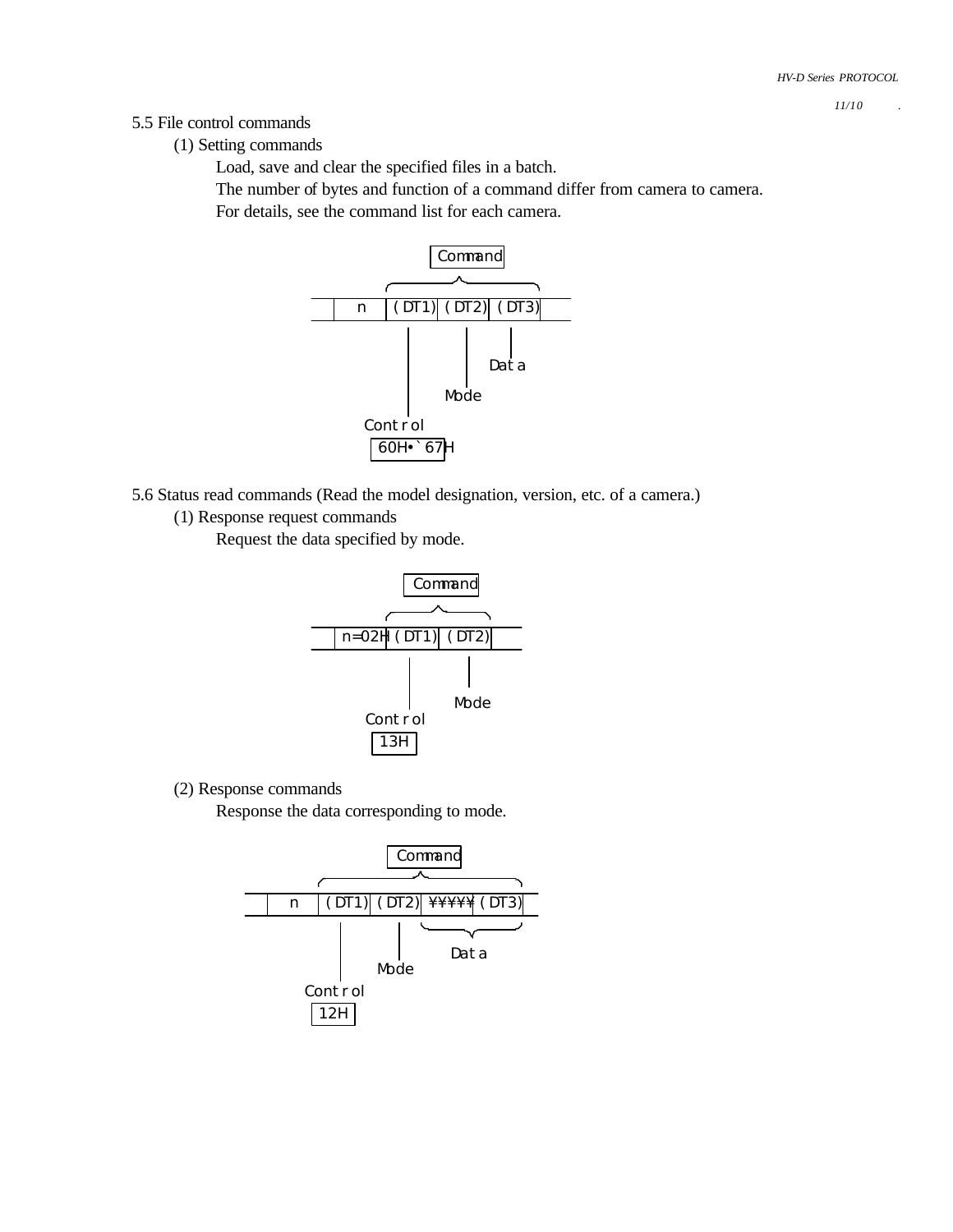5.5 File control commands

(1) Setting commands

Load, save and clear the specified files in a batch.

The number of bytes and function of a command differ from camera to camera.

For details, see the command list for each camera.

Command

| | n | (DT1) | (DT2) | (DT3) | |
|---|---|---|---|---|---|

Data

Mode

Control

60H•`67H

5.6 Status read commands (Read the model designation, version, etc. of a camera.)

(1) Response request commands

Request the data specified by mode.

Command

| | n=02H | (DT1) | (DT2) | |
|---|---|---|---|---|

Mode

Control

13H

(2) Response commands

Response the data corresponding to mode.

Command

| | n | (DT1) | (DT2) | ¥¥¥¥¥ | (DT3) | |
|---|---|---|---|---|---|---|

Data

Mode

Control

12H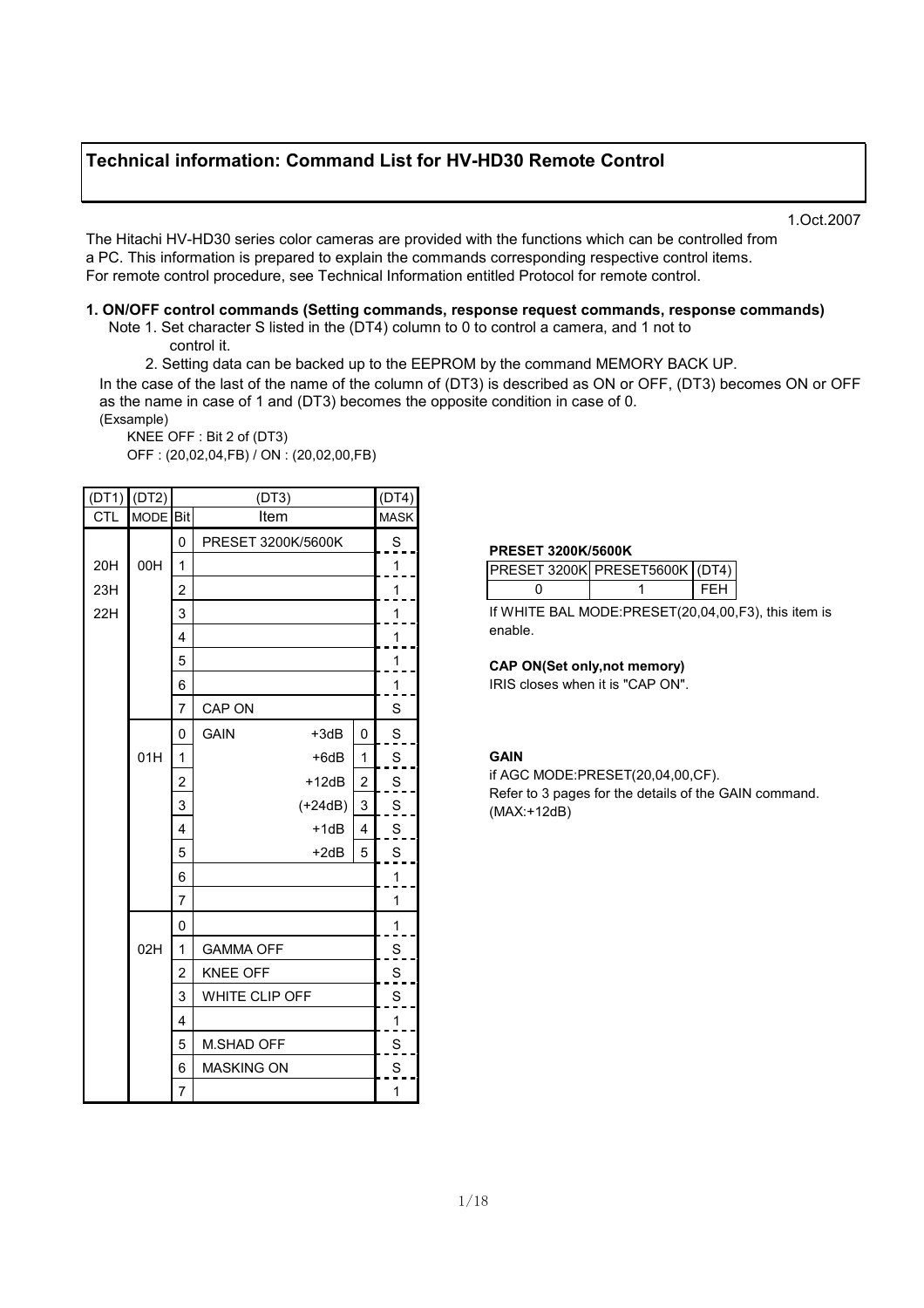## Technical information: Command List for HV-HD30 Remote Control

1.Oct.2007

The Hitachi HV-HD30 series color cameras are provided with the functions which can be controlled from a PC. This information is prepared to explain the commands corresponding respective control items. For remote control procedure, see Technical Information entitled Protocol for remote control.

### 1. ON/OFF control commands (Setting commands, response request commands, response commands)

Note 1. Set character S listed in the (DT4) column to 0 to control a camera, and 1 not to control it.

2. Setting data can be backed up to the EEPROM by the command MEMORY BACK UP.

In the case of the last of the name of the column of (DT3) is described as ON or OFF, (DT3) becomes ON or OFF as the name in case of 1 and (DT3) becomes the opposite condition in case of 0.

(Exsample)

KNEE OFF : Bit 2 of (DT3)

OFF : (20,02,04,FB) / ON : (20,02,00,FB)

| (DT1) CTL | (DT2) MODE | Bit | (DT3) Item | | | (DT4) MASK |
|---|---|---|---|---|---|---|
| 20H | 00H | 0 | PRESET 3200K/5600K | | | S |
| 23H | | 1 | | | | 1 |
| 22H | | 2 | | | | 1 |
| | | 3 | | | | 1 |
| | | 4 | | | | 1 |
| | | 5 | | | | 1 |
| | | 6 | | | | 1 |
| | | 7 | CAP ON | | | S |
| | 01H | 0 | GAIN | +3dB | 0 | S |
| | | 1 | | +6dB | 1 | S |
| | | 2 | | +12dB | 2 | S |
| | | 3 | | (+24dB) | 3 | S |
| | | 4 | | +1dB | 4 | S |
| | | 5 | | +2dB | 5 | S |
| | | 6 | | | | 1 |
| | | 7 | | | | 1 |
| | 02H | 0 | | | | 1 |
| | | 1 | GAMMA OFF | | | S |
| | | 2 | KNEE OFF | | | S |
| | | 3 | WHITE CLIP OFF | | | S |
| | | 4 | | | | 1 |
| | | 5 | M.SHAD OFF | | | S |
| | | 6 | MASKING ON | | | S |
| | | 7 | | | | 1 |

**PRESET 3200K/5600K**

| PRESET 3200K | PRESET5600K | (DT4) |
|---|---|---|
| 0 | 1 | FEH |

If WHITE BAL MODE:PRESET(20,04,00,F3), this item is enable.

**CAP ON(Set only,not memory)**

IRIS closes when it is "CAP ON".

**GAIN**

if AGC MODE:PRESET(20,04,00,CF).
Refer to 3 pages for the details of the GAIN command.
(MAX:+12dB)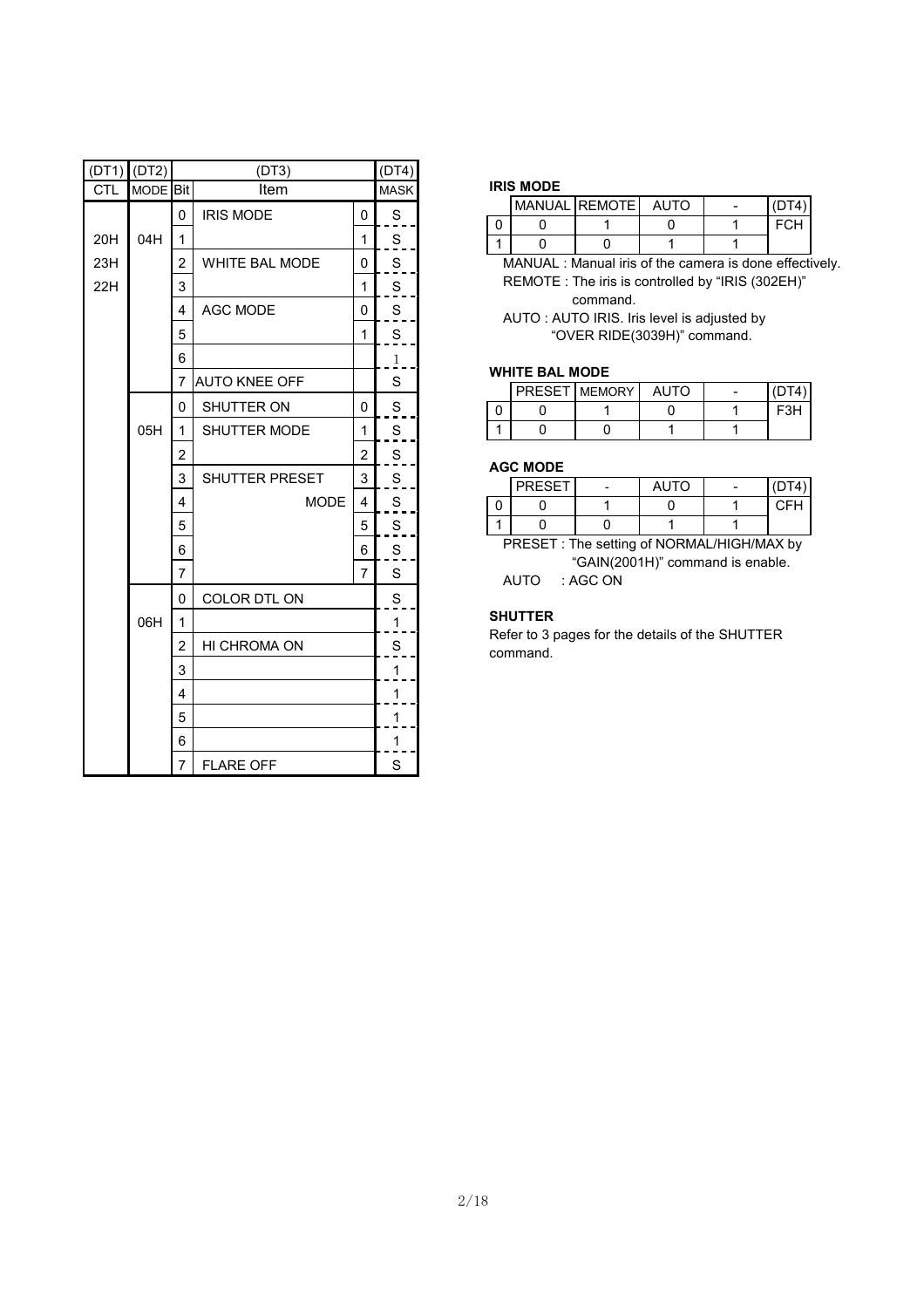| (DT1) | (DT2) | | (DT3) | | (DT4) |
|---|---|---|---|---|---|
| CTL | MODE | Bit | Item | | MASK |
| 20H | 04H | 0 | IRIS MODE | 0 | S |
| 23H | | 1 | | 1 | S |
| 22H | | 2 | WHITE BAL MODE | 0 | S |
| | | 3 | | 1 | S |
| | | 4 | AGC MODE | 0 | S |
| | | 5 | | 1 | S |
| | | 6 | | | 1 |
| | | 7 | AUTO KNEE OFF | | S |
| | 05H | 0 | SHUTTER ON | 0 | S |
| | | 1 | SHUTTER MODE | 1 | S |
| | | 2 | | 2 | S |
| | | 3 | SHUTTER PRESET | 3 | S |
| | | 4 | MODE | 4 | S |
| | | 5 | | 5 | S |
| | | 6 | | 6 | S |
| | | 7 | | 7 | S |
| | 06H | 0 | COLOR DTL ON | | S |
| | | 1 | | | 1 |
| | | 2 | HI CHROMA ON | | S |
| | | 3 | | | 1 |
| | | 4 | | | 1 |
| | | 5 | | | 1 |
| | | 6 | | | 1 |
| | | 7 | FLARE OFF | | S |

**IRIS MODE**

| | MANUAL | REMOTE | AUTO | - | (DT4) |
|---|---|---|---|---|---|
| 0 | 0 | 1 | 0 | 1 | FCH |
| 1 | 0 | 0 | 1 | 1 | |

MANUAL : Manual iris of the camera is done effectively.
REMOTE : The iris is controlled by "IRIS (302EH)" command.
AUTO : AUTO IRIS. Iris level is adjusted by "OVER RIDE(3039H)" command.

**WHITE BAL MODE**

| | PRESET | MEMORY | AUTO | - | (DT4) |
|---|---|---|---|---|---|
| 0 | 0 | 1 | 0 | 1 | F3H |
| 1 | 0 | 0 | 1 | 1 | |

**AGC MODE**

| | PRESET | - | AUTO | - | (DT4) |
|---|---|---|---|---|---|
| 0 | 0 | 1 | 0 | 1 | CFH |
| 1 | 0 | 0 | 1 | 1 | |

PRESET : The setting of NORMAL/HIGH/MAX by "GAIN(2001H)" command is enable.
AUTO : AGC ON

**SHUTTER**

Refer to 3 pages for the details of the SHUTTER command.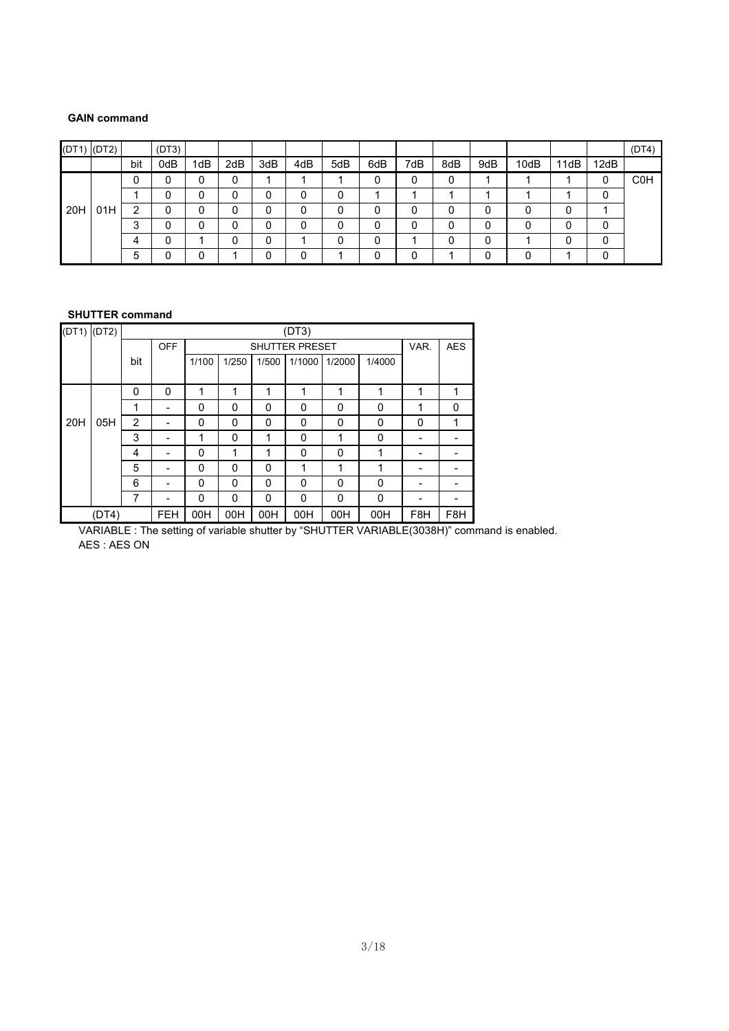**GAIN command**

| (DT1) | (DT2) | | (DT3) | | | | | | | | | | | | | (DT4) |
|---|---|---|---|---|---|---|---|---|---|---|---|---|---|---|---|---|
| | | bit | 0dB | 1dB | 2dB | 3dB | 4dB | 5dB | 6dB | 7dB | 8dB | 9dB | 10dB | 11dB | 12dB | |
| 20H | 01H | 0 | 0 | 0 | 0 | 1 | 1 | 1 | 0 | 0 | 0 | 1 | 1 | 1 | 0 | C0H |
| | | 1 | 0 | 0 | 0 | 0 | 0 | 0 | 1 | 1 | 1 | 1 | 1 | 1 | 0 | |
| | | 2 | 0 | 0 | 0 | 0 | 0 | 0 | 0 | 0 | 0 | 0 | 0 | 0 | 1 | |
| | | 3 | 0 | 0 | 0 | 0 | 0 | 0 | 0 | 0 | 0 | 0 | 0 | 0 | 0 | |
| | | 4 | 0 | 1 | 0 | 0 | 1 | 0 | 0 | 1 | 0 | 0 | 1 | 0 | 0 | |
| | | 5 | 0 | 0 | 1 | 0 | 0 | 1 | 0 | 0 | 1 | 0 | 0 | 1 | 0 | |

**SHUTTER command**

| (DT1) | (DT2) | (DT3) | | | | | | | | | |
|---|---|---|---|---|---|---|---|---|---|---|---|
| | | | OFF | SHUTTER PRESET | | | | | | VAR. | AES |
| | | bit | | 1/100 | 1/250 | 1/500 | 1/1000 | 1/2000 | 1/4000 | | |
| 20H | 05H | 0 | 0 | 1 | 1 | 1 | 1 | 1 | 1 | 1 | 1 |
| | | 1 | - | 0 | 0 | 0 | 0 | 0 | 0 | 1 | 0 |
| | | 2 | - | 0 | 0 | 0 | 0 | 0 | 0 | 0 | 1 |
| | | 3 | - | 1 | 0 | 1 | 0 | 1 | 0 | - | - |
| | | 4 | - | 0 | 1 | 1 | 0 | 0 | 1 | - | - |
| | | 5 | - | 0 | 0 | 0 | 1 | 1 | 1 | - | - |
| | | 6 | - | 0 | 0 | 0 | 0 | 0 | 0 | - | - |
| | | 7 | - | 0 | 0 | 0 | 0 | 0 | 0 | - | - |
| (DT4) | | | FEH | 00H | 00H | 00H | 00H | 00H | 00H | F8H | F8H |

VARIABLE : The setting of variable shutter by "SHUTTER VARIABLE(3038H)" command is enabled.
AES : AES ON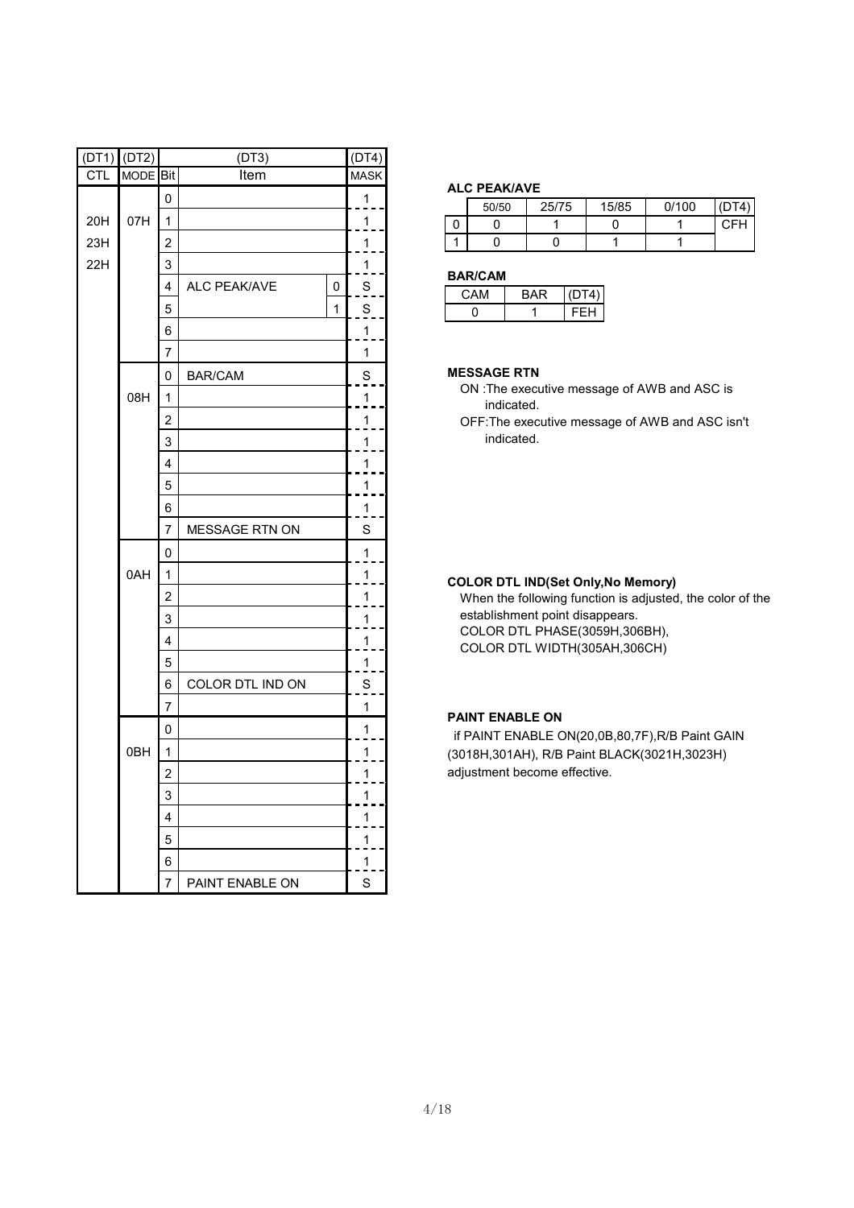| (DT1) | (DT2) | | (DT3) | | (DT4) |
|---|---|---|---|---|---|
| CTL | MODE | Bit | Item | | MASK |
| | | 0 | | | 1 |
| 20H | 07H | 1 | | | 1 |
| 23H | | 2 | | | 1 |
| 22H | | 3 | | | 1 |
| | | 4 | ALC PEAK/AVE | 0 | S |
| | | 5 | | 1 | S |
| | | 6 | | | 1 |
| | | 7 | | | 1 |
| | | 0 | BAR/CAM | | S |
| | 08H | 1 | | | 1 |
| | | 2 | | | 1 |
| | | 3 | | | 1 |
| | | 4 | | | 1 |
| | | 5 | | | 1 |
| | | 6 | | | 1 |
| | | 7 | MESSAGE RTN ON | | S |
| | | 0 | | | 1 |
| | 0AH | 1 | | | 1 |
| | | 2 | | | 1 |
| | | 3 | | | 1 |
| | | 4 | | | 1 |
| | | 5 | | | 1 |
| | | 6 | COLOR DTL IND ON | | S |
| | | 7 | | | 1 |
| | | 0 | | | 1 |
| | 0BH | 1 | | | 1 |
| | | 2 | | | 1 |
| | | 3 | | | 1 |
| | | 4 | | | 1 |
| | | 5 | | | 1 |
| | | 6 | | | 1 |
| | | 7 | PAINT ENABLE ON | | S |

**ALC PEAK/AVE**

| | 50/50 | 25/75 | 15/85 | 0/100 | (DT4) |
|---|---|---|---|---|---|
| 0 | 0 | 1 | 0 | 1 | CFH |
| 1 | 0 | 0 | 1 | 1 | |

**BAR/CAM**

| CAM | BAR | (DT4) |
|---|---|---|
| 0 | 1 | FEH |

**MESSAGE RTN**

ON :The executive message of AWB and ASC is indicated.

OFF:The executive message of AWB and ASC isn't indicated.

**COLOR DTL IND(Set Only,No Memory)**

When the following function is adjusted, the color of the establishment point disappears.
COLOR DTL PHASE(3059H,306BH),
COLOR DTL WIDTH(305AH,306CH)

**PAINT ENABLE ON**

if PAINT ENABLE ON(20,0B,80,7F),R/B Paint GAIN (3018H,301AH), R/B Paint BLACK(3021H,3023H) adjustment become effective.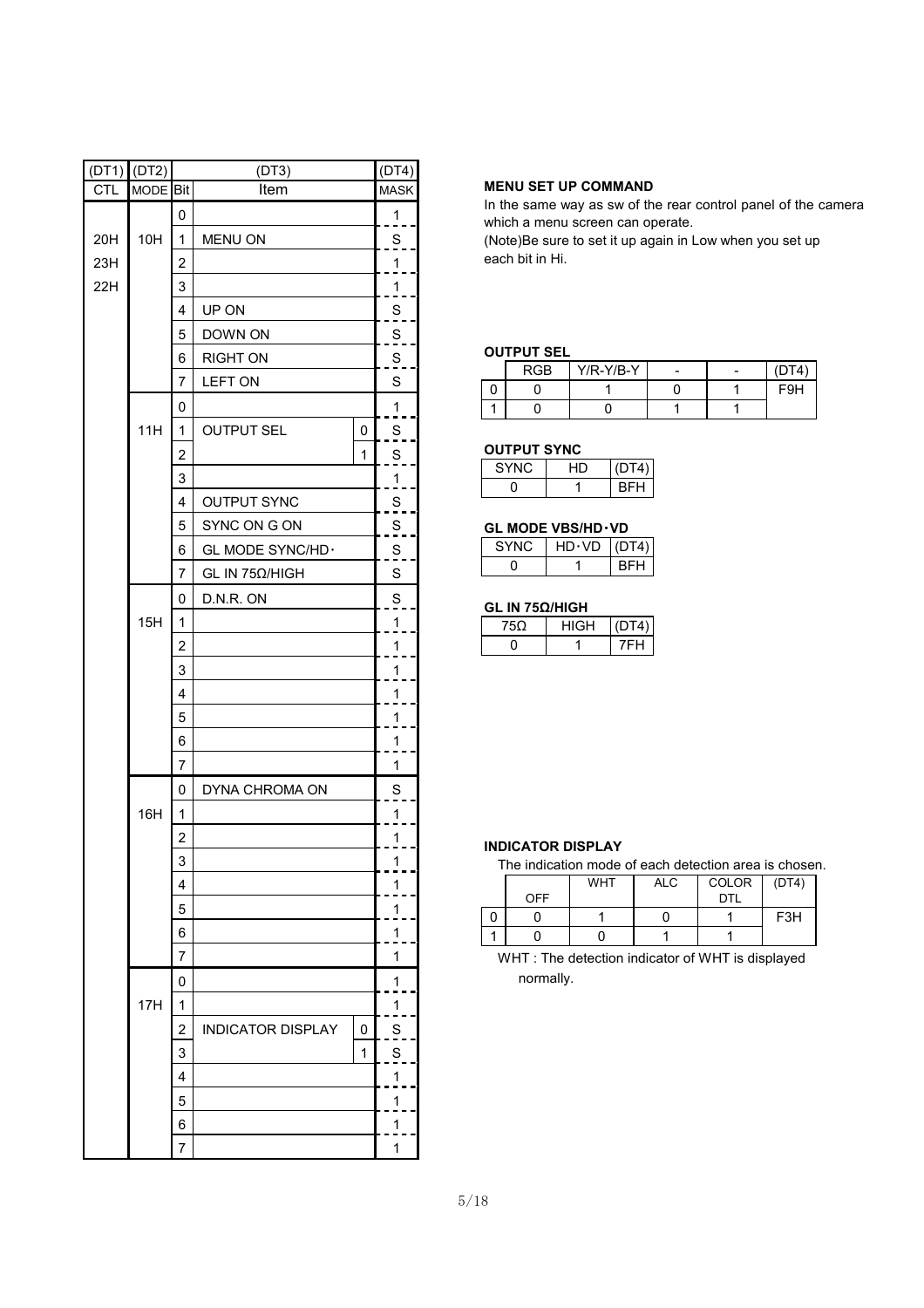| (DT1) | (DT2) | | (DT3) | | (DT4) |
|---|---|---|---|---|---|
| CTL | MODE | Bit | Item | | MASK |
| 20H | 10H | 0 | | | 1 |
| 23H | | 1 | MENU ON | | S |
| 22H | | 2 | | | 1 |
| | | 3 | | | 1 |
| | | 4 | UP ON | | S |
| | | 5 | DOWN ON | | S |
| | | 6 | RIGHT ON | | S |
| | | 7 | LEFT ON | | S |
| | 11H | 0 | | | 1 |
| | | 1 | OUTPUT SEL | 0 | S |
| | | 2 | | 1 | S |
| | | 3 | | | 1 |
| | | 4 | OUTPUT SYNC | | S |
| | | 5 | SYNC ON G ON | | S |
| | | 6 | GL MODE SYNC/HD・ | | S |
| | | 7 | GL IN 75Ω/HIGH | | S |
| | 15H | 0 | D.N.R. ON | | S |
| | | 1 | | | 1 |
| | | 2 | | | 1 |
| | | 3 | | | 1 |
| | | 4 | | | 1 |
| | | 5 | | | 1 |
| | | 6 | | | 1 |
| | | 7 | | | 1 |
| | 16H | 0 | DYNA CHROMA ON | | S |
| | | 1 | | | 1 |
| | | 2 | | | 1 |
| | | 3 | | | 1 |
| | | 4 | | | 1 |
| | | 5 | | | 1 |
| | | 6 | | | 1 |
| | | 7 | | | 1 |
| | 17H | 0 | | | 1 |
| | | 1 | | | 1 |
| | | 2 | INDICATOR DISPLAY | 0 | S |
| | | 3 | | 1 | S |
| | | 4 | | | 1 |
| | | 5 | | | 1 |
| | | 6 | | | 1 |
| | | 7 | | | 1 |

**MENU SET UP COMMAND**

In the same way as sw of the rear control panel of the camera which a menu screen can operate.
(Note)Be sure to set it up again in Low when you set up each bit in Hi.

**OUTPUT SEL**

| | RGB | Y/R-Y/B-Y | - | - | (DT4) |
|---|---|---|---|---|---|
| 0 | 0 | 1 | 0 | 1 | F9H |
| 1 | 0 | 0 | 1 | 1 | |

**OUTPUT SYNC**

| SYNC | HD | (DT4) |
|---|---|---|
| 0 | 1 | BFH |

**GL MODE VBS/HD・VD**

| SYNC | HD・VD | (DT4) |
|---|---|---|
| 0 | 1 | BFH |

**GL IN 75Ω/HIGH**

| 75Ω | HIGH | (DT4) |
|---|---|---|
| 0 | 1 | 7FH |

**INDICATOR DISPLAY**

The indication mode of each detection area is chosen.

| | OFF | WHT | ALC | COLOR DTL | (DT4) |
|---|---|---|---|---|---|
| 0 | 0 | 1 | 0 | 1 | F3H |
| 1 | 0 | 0 | 1 | 1 | |

WHT : The detection indicator of WHT is displayed normally.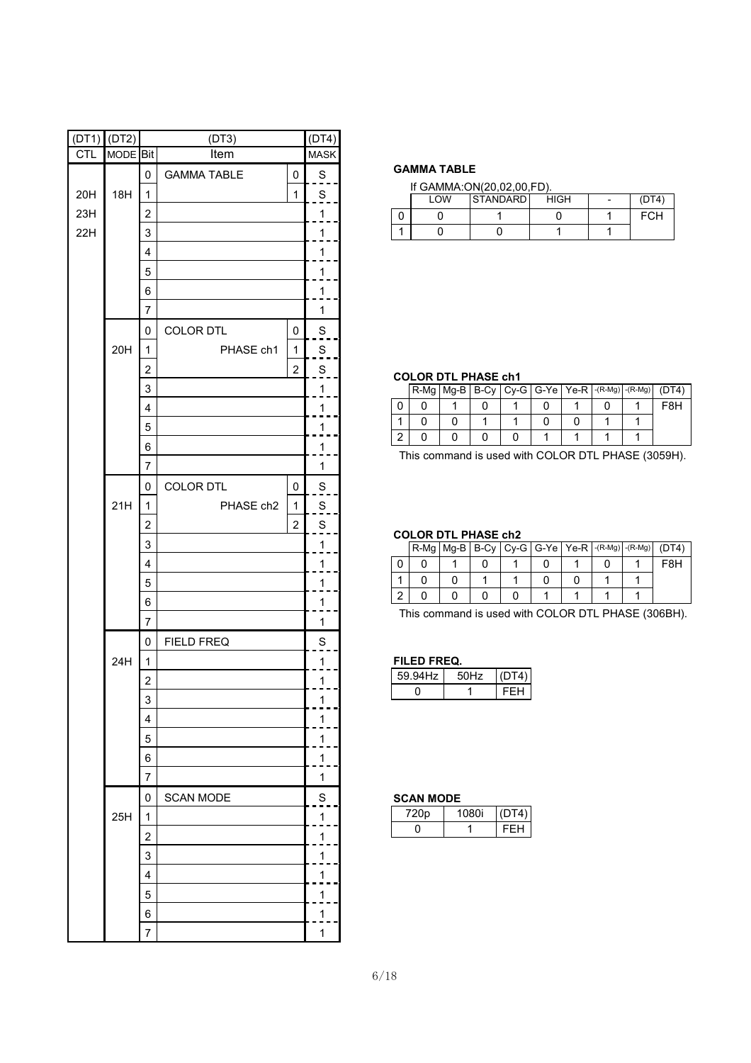| (DT1) CTL | (DT2) MODE | Bit | (DT3) Item | | (DT4) MASK |
|---|---|---|---|---|---|
| | | 0 | GAMMA TABLE | 0 | S |
| 20H | 18H | 1 | | 1 | S |
| 23H | | 2 | | | 1 |
| 22H | | 3 | | | 1 |
| | | 4 | | | 1 |
| | | 5 | | | 1 |
| | | 6 | | | 1 |
| | | 7 | | | 1 |
| | | 0 | COLOR DTL | 0 | S |
| | 20H | 1 | PHASE ch1 | 1 | S |
| | | 2 | | 2 | S |
| | | 3 | | | 1 |
| | | 4 | | | 1 |
| | | 5 | | | 1 |
| | | 6 | | | 1 |
| | | 7 | | | 1 |
| | | 0 | COLOR DTL | 0 | S |
| | 21H | 1 | PHASE ch2 | 1 | S |
| | | 2 | | 2 | S |
| | | 3 | | | 1 |
| | | 4 | | | 1 |
| | | 5 | | | 1 |
| | | 6 | | | 1 |
| | | 7 | | | 1 |
| | | 0 | FIELD FREQ | | S |
| | 24H | 1 | | | 1 |
| | | 2 | | | 1 |
| | | 3 | | | 1 |
| | | 4 | | | 1 |
| | | 5 | | | 1 |
| | | 6 | | | 1 |
| | | 7 | | | 1 |
| | | 0 | SCAN MODE | | S |
| | 25H | 1 | | | 1 |
| | | 2 | | | 1 |
| | | 3 | | | 1 |
| | | 4 | | | 1 |
| | | 5 | | | 1 |
| | | 6 | | | 1 |
| | | 7 | | | 1 |

**GAMMA TABLE**

If GAMMA:ON(20,02,00,FD).

| | LOW | STANDARD | HIGH | - | (DT4) |
|---|---|---|---|---|---|
| 0 | 0 | 1 | 0 | 1 | FCH |
| 1 | 0 | 0 | 1 | 1 | |

**COLOR DTL PHASE ch1**

| | R-Mg | Mg-B | B-Cy | Cy-G | G-Ye | Ye-R | -(R-Mg) | -(R-Mg) | (DT4) |
|---|---|---|---|---|---|---|---|---|---|
| 0 | 0 | 1 | 0 | 1 | 0 | 1 | 0 | 1 | F8H |
| 1 | 0 | 0 | 1 | 1 | 0 | 0 | 1 | 1 | |
| 2 | 0 | 0 | 0 | 0 | 1 | 1 | 1 | 1 | |

This command is used with COLOR DTL PHASE (3059H).

**COLOR DTL PHASE ch2**

| | R-Mg | Mg-B | B-Cy | Cy-G | G-Ye | Ye-R | -(R-Mg) | -(R-Mg) | (DT4) |
|---|---|---|---|---|---|---|---|---|---|
| 0 | 0 | 1 | 0 | 1 | 0 | 1 | 0 | 1 | F8H |
| 1 | 0 | 0 | 1 | 1 | 0 | 0 | 1 | 1 | |
| 2 | 0 | 0 | 0 | 0 | 1 | 1 | 1 | 1 | |

This command is used with COLOR DTL PHASE (306BH).

**FILED FREQ.**

| 59.94Hz | 50Hz | (DT4) |
|---|---|---|
| 0 | 1 | FEH |

**SCAN MODE**

| 720p | 1080i | (DT4) |
|---|---|---|
| 0 | 1 | FEH |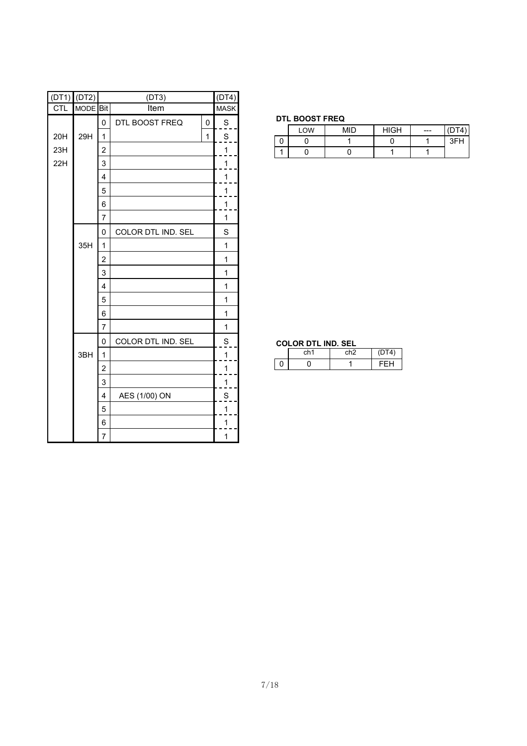| (DT1) | (DT2) | | (DT3) | | (DT4) |
|---|---|---|---|---|---|
| CTL | MODE | Bit | Item | | MASK |
| | | 0 | DTL BOOST FREQ | 0 | S |
| 20H | 29H | 1 | | 1 | S |
| 23H | | 2 | | | 1 |
| 22H | | 3 | | | 1 |
| | | 4 | | | 1 |
| | | 5 | | | 1 |
| | | 6 | | | 1 |
| | | 7 | | | 1 |
| | | 0 | COLOR DTL IND. SEL | | S |
| | 35H | 1 | | | 1 |
| | | 2 | | | 1 |
| | | 3 | | | 1 |
| | | 4 | | | 1 |
| | | 5 | | | 1 |
| | | 6 | | | 1 |
| | | 7 | | | 1 |
| | | 0 | COLOR DTL IND. SEL | | S |
| | 3BH | 1 | | | 1 |
| | | 2 | | | 1 |
| | | 3 | | | 1 |
| | | 4 | AES (1/00) ON | | S |
| | | 5 | | | 1 |
| | | 6 | | | 1 |
| | | 7 | | | 1 |

**DTL BOOST FREQ**

| | LOW | MID | HIGH | --- | (DT4) |
|---|---|---|---|---|---|
| 0 | 0 | 1 | 0 | 1 | 3FH |
| 1 | 0 | 0 | 1 | 1 | |

**COLOR DTL IND. SEL**

| | ch1 | ch2 | (DT4) |
|---|---|---|---|
| 0 | 0 | 1 | FEH |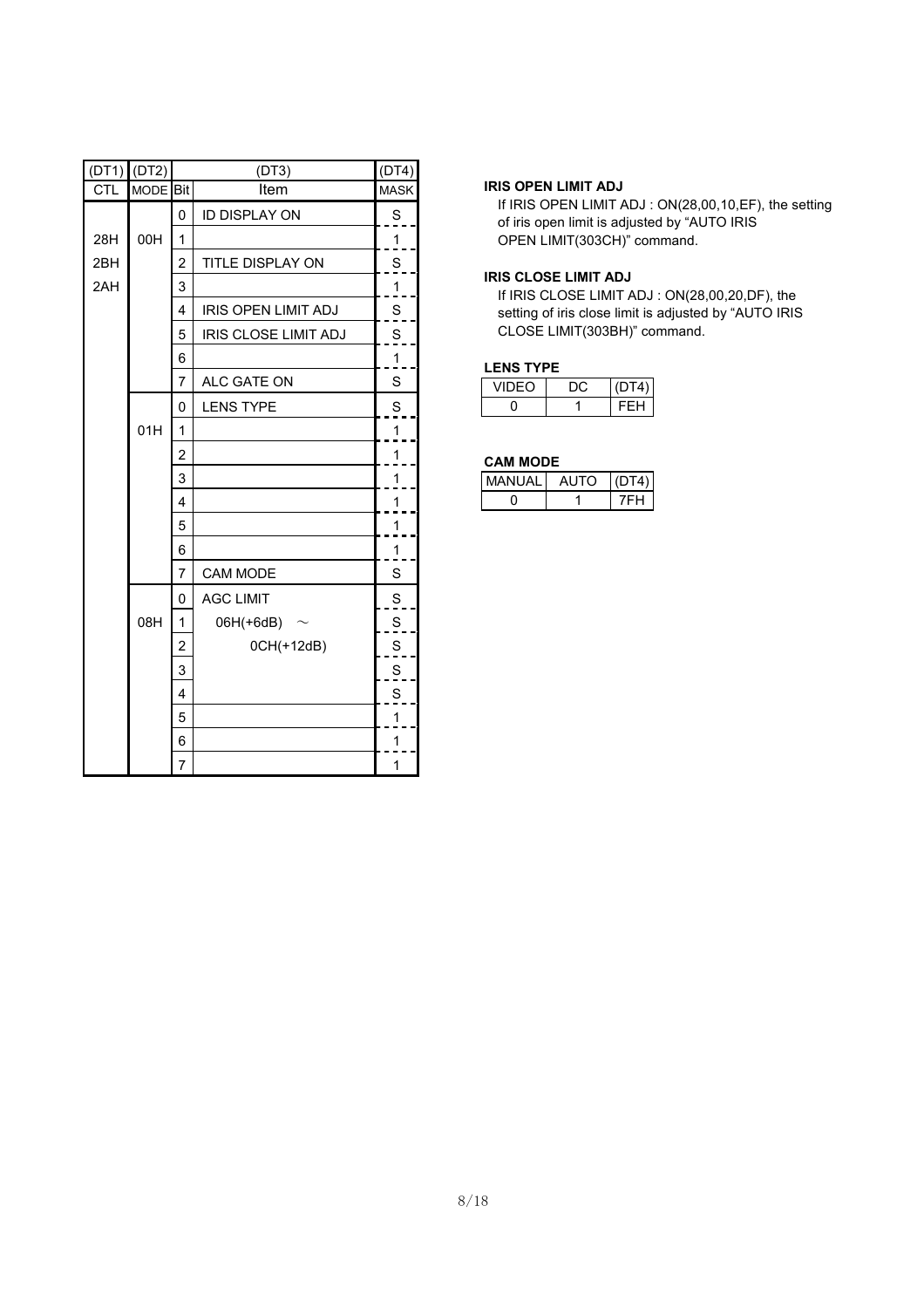| (DT1) | (DT2) | | (DT3) | (DT4) |
|---|---|---|---|---|
| CTL | MODE | Bit | Item | MASK |
| 28H<br>2BH<br>2AH | 00H | 0 | ID DISPLAY ON | S |
| | | 1 | | 1 |
| | | 2 | TITLE DISPLAY ON | S |
| | | 3 | | 1 |
| | | 4 | IRIS OPEN LIMIT ADJ | S |
| | | 5 | IRIS CLOSE LIMIT ADJ | S |
| | | 6 | | 1 |
| | | 7 | ALC GATE ON | S |
| | 01H | 0 | LENS TYPE | S |
| | | 1 | | 1 |
| | | 2 | | 1 |
| | | 3 | | 1 |
| | | 4 | | 1 |
| | | 5 | | 1 |
| | | 6 | | 1 |
| | | 7 | CAM MODE | S |
| | 08H | 0 | AGC LIMIT | S |
| | | 1 | 06H(+6dB) ～ | S |
| | | 2 | 0CH(+12dB) | S |
| | | 3 | | S |
| | | 4 | | S |
| | | 5 | | 1 |
| | | 6 | | 1 |
| | | 7 | | 1 |

**IRIS OPEN LIMIT ADJ**

If IRIS OPEN LIMIT ADJ : ON(28,00,10,EF), the setting of iris open limit is adjusted by "AUTO IRIS OPEN LIMIT(303CH)" command.

**IRIS CLOSE LIMIT ADJ**

If IRIS CLOSE LIMIT ADJ : ON(28,00,20,DF), the setting of iris close limit is adjusted by "AUTO IRIS CLOSE LIMIT(303BH)" command.

**LENS TYPE**

| VIDEO | DC | (DT4) |
|---|---|---|
| 0 | 1 | FEH |

**CAM MODE**

| MANUAL | AUTO | (DT4) |
|---|---|---|
| 0 | 1 | 7FH |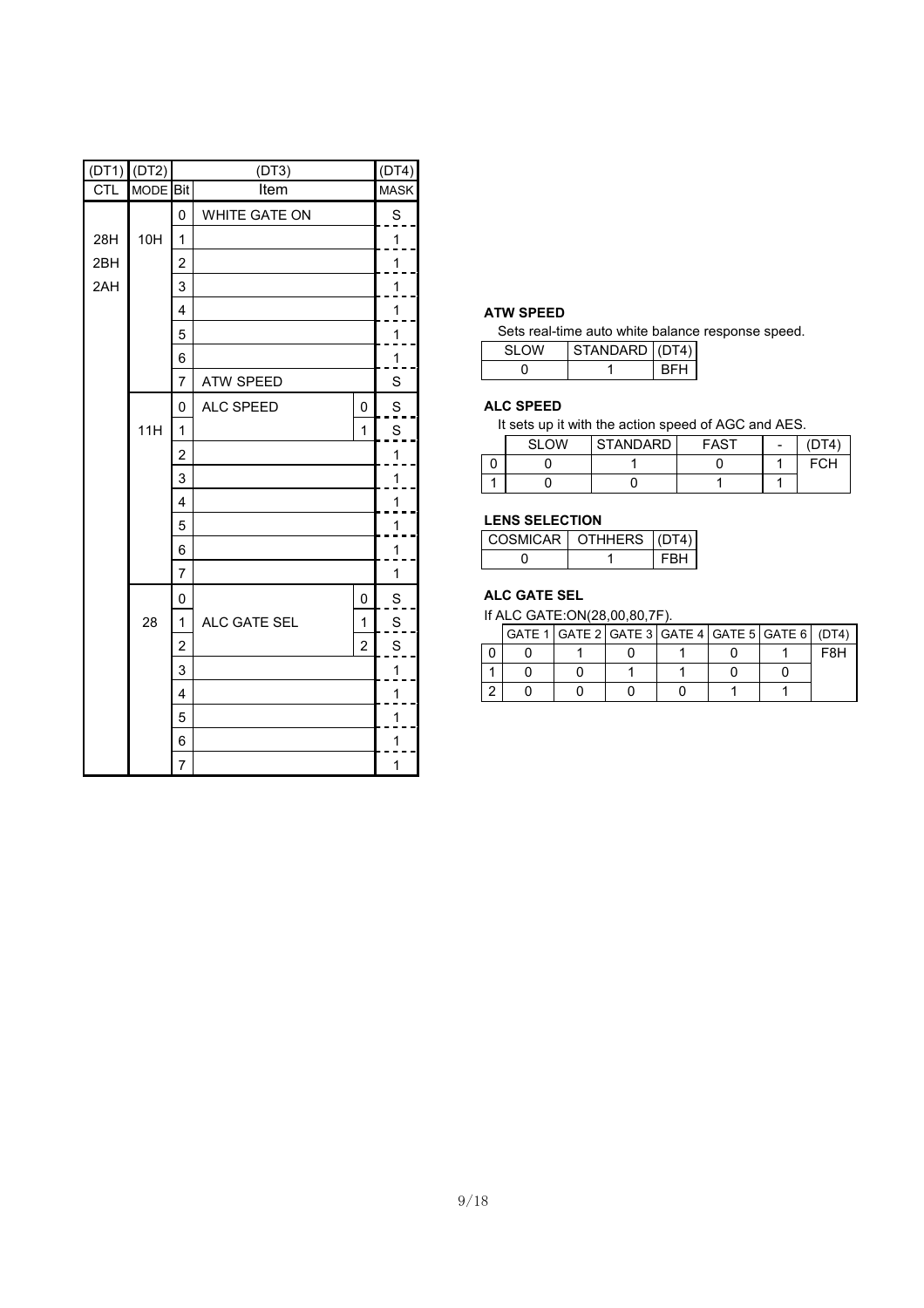| (DT1) | (DT2) | | (DT3) | | (DT4) |
|---|---|---|---|---|---|
| CTL | MODE | Bit | Item | | MASK |
| | | 0 | WHITE GATE ON | | S |
| 28H | 10H | 1 | | | 1 |
| 2BH | | 2 | | | 1 |
| 2AH | | 3 | | | 1 |
| | | 4 | | | 1 |
| | | 5 | | | 1 |
| | | 6 | | | 1 |
| | | 7 | ATW SPEED | | S |
| | | 0 | ALC SPEED | 0 | S |
| | 11H | 1 | | 1 | S |
| | | 2 | | | 1 |
| | | 3 | | | 1 |
| | | 4 | | | 1 |
| | | 5 | | | 1 |
| | | 6 | | | 1 |
| | | 7 | | | 1 |
| | | 0 | | 0 | S |
| | 28 | 1 | ALC GATE SEL | 1 | S |
| | | 2 | | 2 | S |
| | | 3 | | | 1 |
| | | 4 | | | 1 |
| | | 5 | | | 1 |
| | | 6 | | | 1 |
| | | 7 | | | 1 |

**ATW SPEED**

Sets real-time auto white balance response speed.

| SLOW | STANDARD | (DT4) |
|---|---|---|
| 0 | 1 | BFH |

**ALC SPEED**

It sets up it with the action speed of AGC and AES.

| | SLOW | STANDARD | FAST | - | (DT4) |
|---|---|---|---|---|---|
| 0 | 0 | 1 | 0 | 1 | FCH |
| 1 | 0 | 0 | 1 | 1 | |

**LENS SELECTION**

| COSMICAR | OTHHERS | (DT4) |
|---|---|---|
| 0 | 1 | FBH |

**ALC GATE SEL**

If ALC GATE:ON(28,00,80,7F).

| | GATE 1 | GATE 2 | GATE 3 | GATE 4 | GATE 5 | GATE 6 | (DT4) |
|---|---|---|---|---|---|---|---|
| 0 | 0 | 1 | 0 | 1 | 0 | 1 | F8H |
| 1 | 0 | 0 | 1 | 1 | 0 | 0 | |
| 2 | 0 | 0 | 0 | 0 | 1 | 1 | |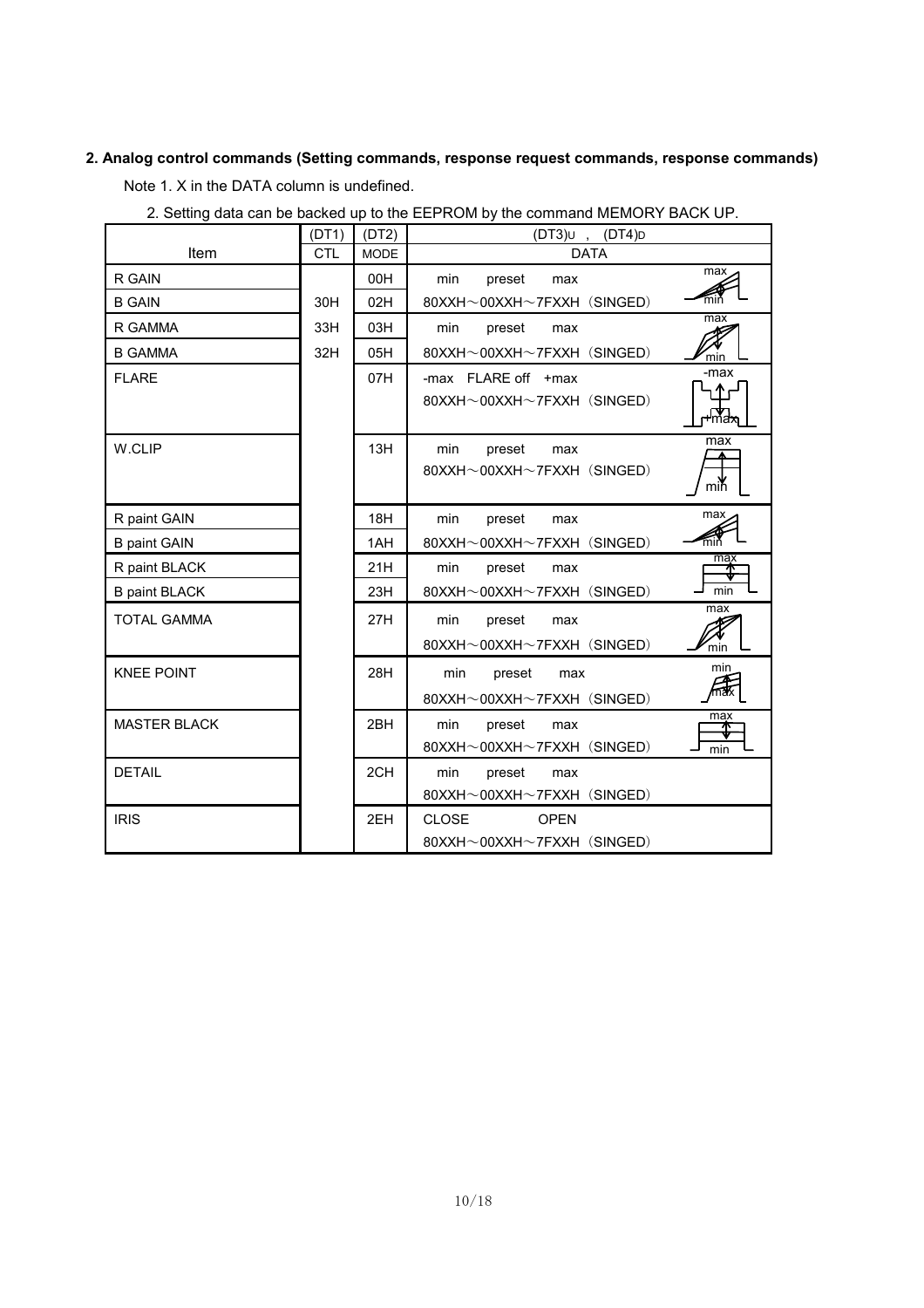**2. Analog control commands (Setting commands, response request commands, response commands)**

Note 1. X in the DATA column is undefined.

2. Setting data can be backed up to the EEPROM by the command MEMORY BACK UP.

| Item | (DT1) CTL | (DT2) MODE | (DT3)U , (DT4)D DATA |
|---|---|---|---|
| R GAIN | 30H | 00H | min preset max<br>80XXH～00XXH～7FXXH（SINGED） |
| B GAIN | | 02H | |
| R GAMMA | 33H | 03H | min preset max<br>80XXH～00XXH～7FXXH（SINGED） |
| B GAMMA | 32H | 05H | |
| FLARE | | 07H | -max FLARE off +max<br>80XXH～00XXH～7FXXH（SINGED） |
| W.CLIP | | 13H | min preset max<br>80XXH～00XXH～7FXXH（SINGED） |
| R paint GAIN | | 18H | min preset max<br>80XXH～00XXH～7FXXH（SINGED） |
| B paint GAIN | | 1AH | |
| R paint BLACK | | 21H | min preset max<br>80XXH～00XXH～7FXXH（SINGED） |
| B paint BLACK | | 23H | |
| TOTAL GAMMA | | 27H | min preset max<br>80XXH～00XXH～7FXXH（SINGED） |
| KNEE POINT | | 28H | min preset max<br>80XXH～00XXH～7FXXH（SINGED） |
| MASTER BLACK | | 2BH | min preset max<br>80XXH～00XXH～7FXXH（SINGED） |
| DETAIL | | 2CH | min preset max<br>80XXH～00XXH～7FXXH（SINGED） |
| IRIS | | 2EH | CLOSE OPEN<br>80XXH～00XXH～7FXXH（SINGED） |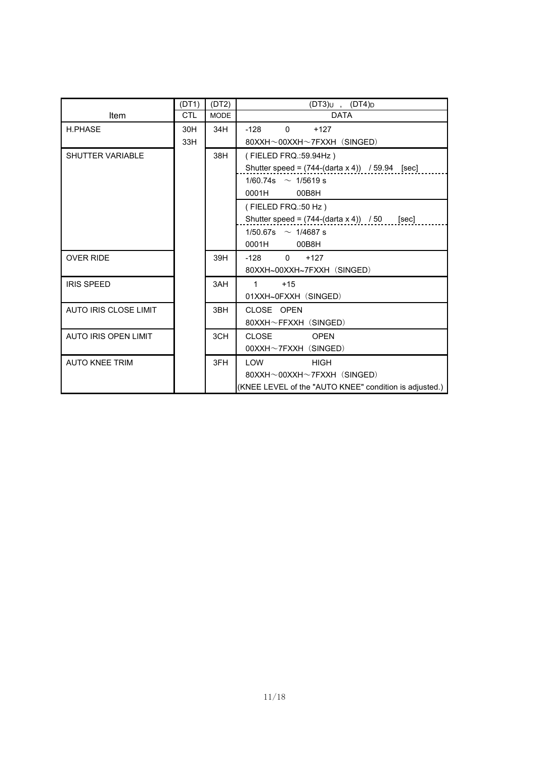| | (DT1) | (DT2) | $(DT3)_U$ , $(DT4)_D$ |
|---|---|---|---|
| Item | CTL | MODE | DATA |
| H.PHASE | 30H<br>33H | 34H | -128 0 +127<br>80XXH～00XXH～7FXXH（SINGED） |
| SHUTTER VARIABLE | | 38H | ( FIELED FRQ.:59.94Hz )<br>Shutter speed = (744-(darta x 4)) / 59.94 [sec]<br>1/60.74s ～ 1/5619 s<br>0001H 00B8H |
| | | | ( FIELED FRQ.:50 Hz )<br>Shutter speed = (744-(darta x 4)) / 50 [sec]<br>1/50.67s ～ 1/4687 s<br>0001H 00B8H |
| OVER RIDE | | 39H | -128 0 +127<br>80XXH~00XXH~7FXXH（SINGED） |
| IRIS SPEED | | 3AH | 1 +15<br>01XXH~0FXXH（SINGED） |
| AUTO IRIS CLOSE LIMIT | | 3BH | CLOSE OPEN<br>80XXH～FFXXH（SINGED） |
| AUTO IRIS OPEN LIMIT | | 3CH | CLOSE OPEN<br>00XXH～7FXXH（SINGED） |
| AUTO KNEE TRIM | | 3FH | LOW HIGH<br>80XXH～00XXH～7FXXH（SINGED）<br>(KNEE LEVEL of the "AUTO KNEE" condition is adjusted.) |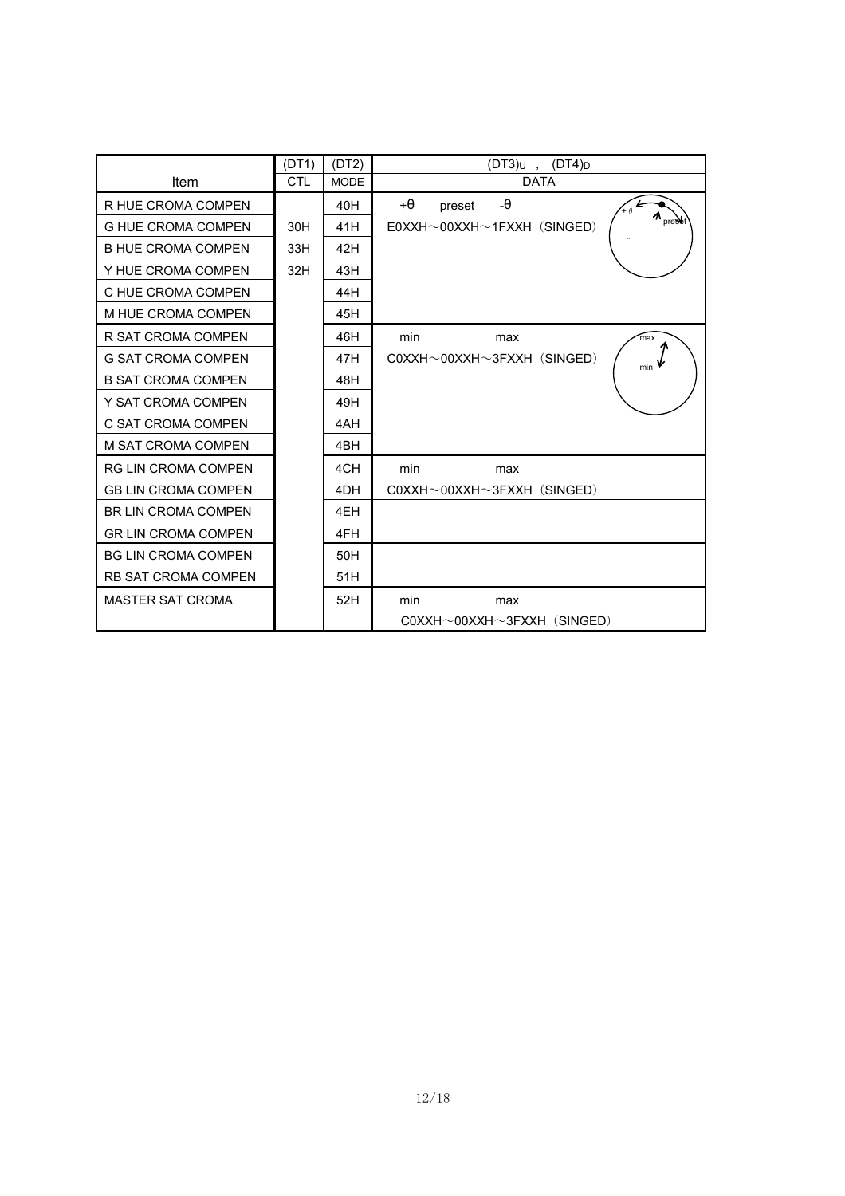| Item | (DT1) CTL | (DT2) MODE | $(DT3)_U$ , $(DT4)_D$ DATA |
|---|---|---|---|
| R HUE CROMA COMPEN | | 40H | +θ preset -θ |
| G HUE CROMA COMPEN | 30H | 41H | E0XXH～00XXH～1FXXH（SINGED） |
| B HUE CROMA COMPEN | 33H | 42H | |
| Y HUE CROMA COMPEN | 32H | 43H | |
| C HUE CROMA COMPEN | | 44H | |
| M HUE CROMA COMPEN | | 45H | |
| R SAT CROMA COMPEN | | 46H | min max |
| G SAT CROMA COMPEN | | 47H | C0XXH～00XXH～3FXXH（SINGED） |
| B SAT CROMA COMPEN | | 48H | |
| Y SAT CROMA COMPEN | | 49H | |
| C SAT CROMA COMPEN | | 4AH | |
| M SAT CROMA COMPEN | | 4BH | |
| RG LIN CROMA COMPEN | | 4CH | min max |
| GB LIN CROMA COMPEN | | 4DH | C0XXH～00XXH～3FXXH（SINGED） |
| BR LIN CROMA COMPEN | | 4EH | |
| GR LIN CROMA COMPEN | | 4FH | |
| BG LIN CROMA COMPEN | | 50H | |
| RB SAT CROMA COMPEN | | 51H | |
| MASTER SAT CROMA | | 52H | min max<br>C0XXH～00XXH～3FXXH（SINGED） |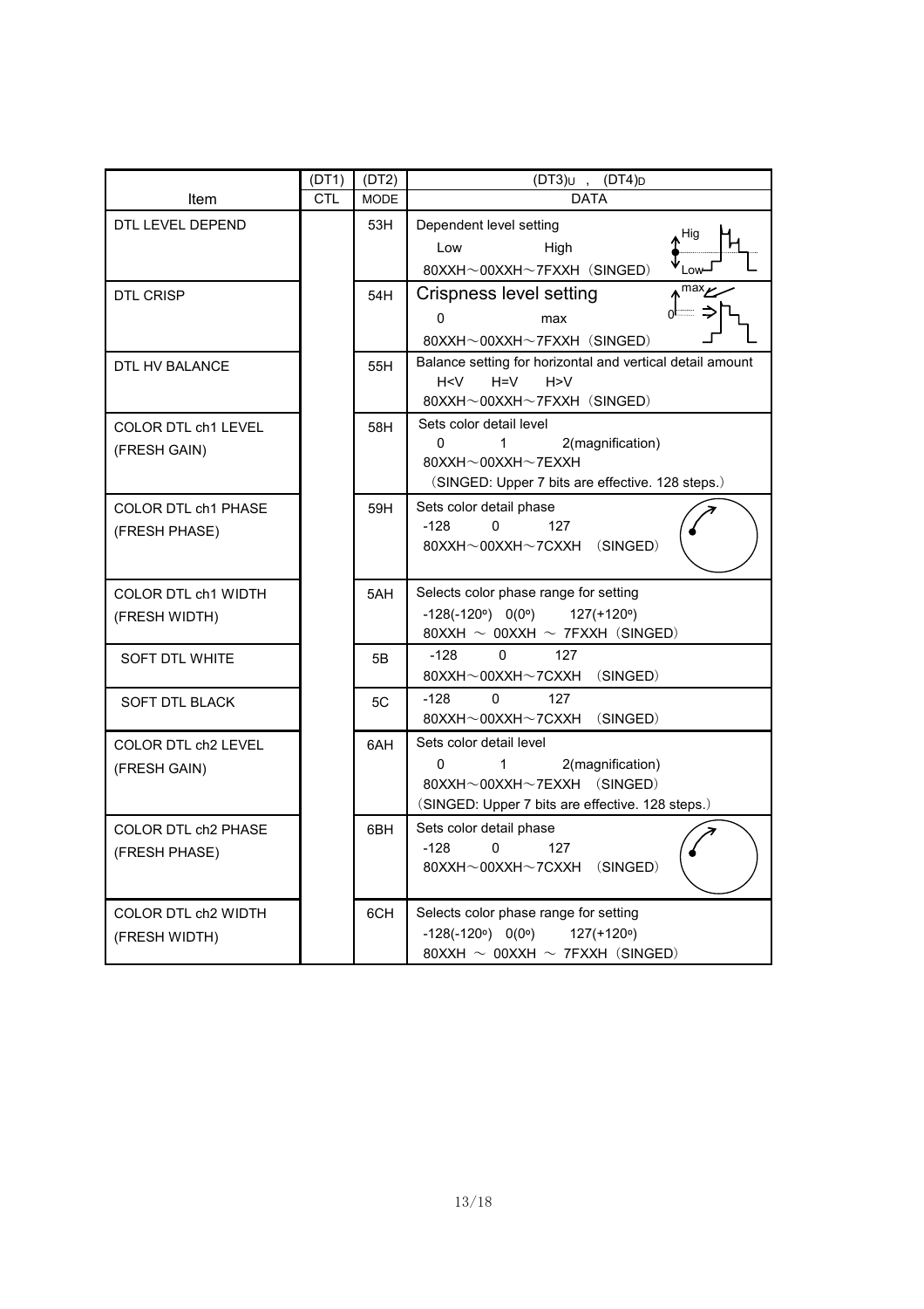| Item | (DT1) CTL | (DT2) MODE | $(DT3)_U$ , $(DT4)_D$ DATA |
|---|---|---|---|
| DTL LEVEL DEPEND | | 53H | Dependent level setting<br>Low High<br>80XXH～00XXH～7FXXH（SINGED）<br>Hig<br>Low |
| DTL CRISP | | 54H | Crispness level setting<br>0 max<br>80XXH～00XXH～7FXXH（SINGED）<br>max<br>0 |
| DTL HV BALANCE | | 55H | Balance setting for horizontal and vertical detail amount<br>H<V H=V H>V<br>80XXH～00XXH～7FXXH（SINGED） |
| COLOR DTL ch1 LEVEL<br>(FRESH GAIN) | | 58H | Sets color detail level<br>0 1 2(magnification)<br>80XXH～00XXH～7EXXH<br>（SINGED: Upper 7 bits are effective. 128 steps.） |
| COLOR DTL ch1 PHASE<br>(FRESH PHASE) | | 59H | Sets color detail phase<br>-128 0 127<br>80XXH～00XXH～7CXXH （SINGED） |
| COLOR DTL ch1 WIDTH<br>(FRESH WIDTH) | | 5AH | Selects color phase range for setting<br>-128(-120º) 0(0º) 127(+120º)<br>80XXH ～ 00XXH ～ 7FXXH（SINGED） |
| SOFT DTL WHITE | | 5B | -128 0 127<br>80XXH～00XXH～7CXXH （SINGED） |
| SOFT DTL BLACK | | 5C | -128 0 127<br>80XXH～00XXH～7CXXH （SINGED） |
| COLOR DTL ch2 LEVEL<br>(FRESH GAIN) | | 6AH | Sets color detail level<br>0 1 2(magnification)<br>80XXH～00XXH～7EXXH （SINGED）<br>（SINGED: Upper 7 bits are effective. 128 steps.） |
| COLOR DTL ch2 PHASE<br>(FRESH PHASE) | | 6BH | Sets color detail phase<br>-128 0 127<br>80XXH～00XXH～7CXXH （SINGED） |
| COLOR DTL ch2 WIDTH<br>(FRESH WIDTH) | | 6CH | Selects color phase range for setting<br>-128(-120º) 0(0º) 127(+120º)<br>80XXH ～ 00XXH ～ 7FXXH（SINGED） |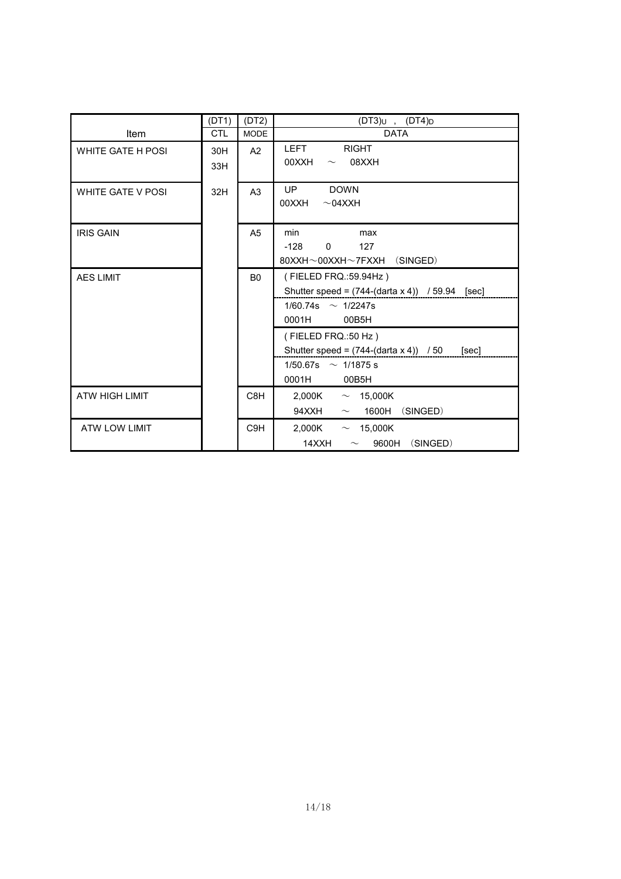| | (DT1) | (DT2) | (DT3)U , (DT4)D |
|---|---|---|---|
| Item | CTL | MODE | DATA |
| WHITE GATE H POSI | 30H<br>33H | A2 | LEFT RIGHT<br>00XXH ～ 08XXH |
| WHITE GATE V POSI | 32H | A3 | UP DOWN<br>00XXH ～04XXH |
| IRIS GAIN | | A5 | min max<br>-128 0 127<br>80XXH～00XXH～7FXXH （SINGED） |
| AES LIMIT | | B0 | ( FIELED FRQ.:59.94Hz )<br>Shutter speed = (744-(darta x 4)) / 59.94 [sec]<br>1/60.74s ～ 1/2247s<br>0001H 00B5H<br>( FIELED FRQ.:50 Hz )<br>Shutter speed = (744-(darta x 4)) / 50 [sec]<br>1/50.67s ～ 1/1875 s<br>0001H 00B5H |
| ATW HIGH LIMIT | | C8H | 2,000K ～ 15,000K<br>94XXH ～ 1600H （SINGED） |
| ATW LOW LIMIT | | C9H | 2,000K ～ 15,000K<br>14XXH ～ 9600H （SINGED） |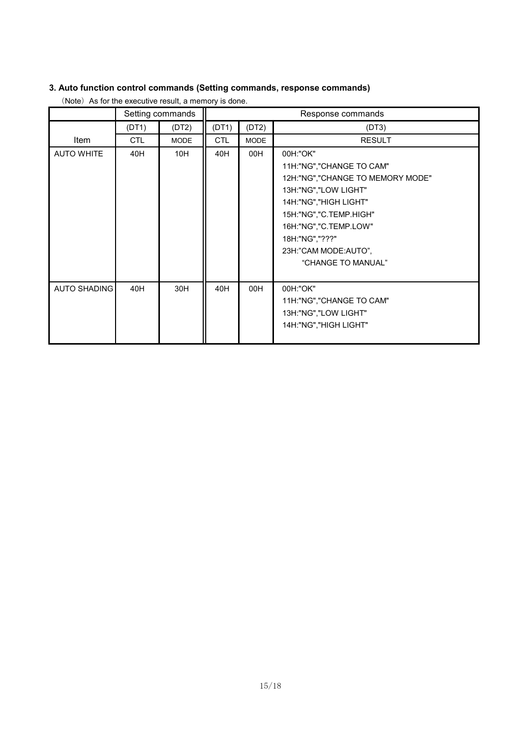### 3. Auto function control commands (Setting commands, response commands)

（Note）As for the executive result, a memory is done.

| | Setting commands | | Response commands | | |
|---|---|---|---|---|---|
| | (DT1) | (DT2) | (DT1) | (DT2) | (DT3) |
| Item | CTL | MODE | CTL | MODE | RESULT |
| AUTO WHITE | 40H | 10H | 40H | 00H | 00H:"OK"<br>11H:"NG","CHANGE TO CAM"<br>12H:"NG","CHANGE TO MEMORY MODE"<br>13H:"NG","LOW LIGHT"<br>14H:"NG","HIGH LIGHT"<br>15H:"NG","C.TEMP.HIGH"<br>16H:"NG","C.TEMP.LOW"<br>18H:"NG","???"<br>23H:"CAM MODE:AUTO",<br>"CHANGE TO MANUAL" |
| AUTO SHADING | 40H | 30H | 40H | 00H | 00H:"OK"<br>11H:"NG","CHANGE TO CAM"<br>13H:"NG","LOW LIGHT"<br>14H:"NG","HIGH LIGHT" |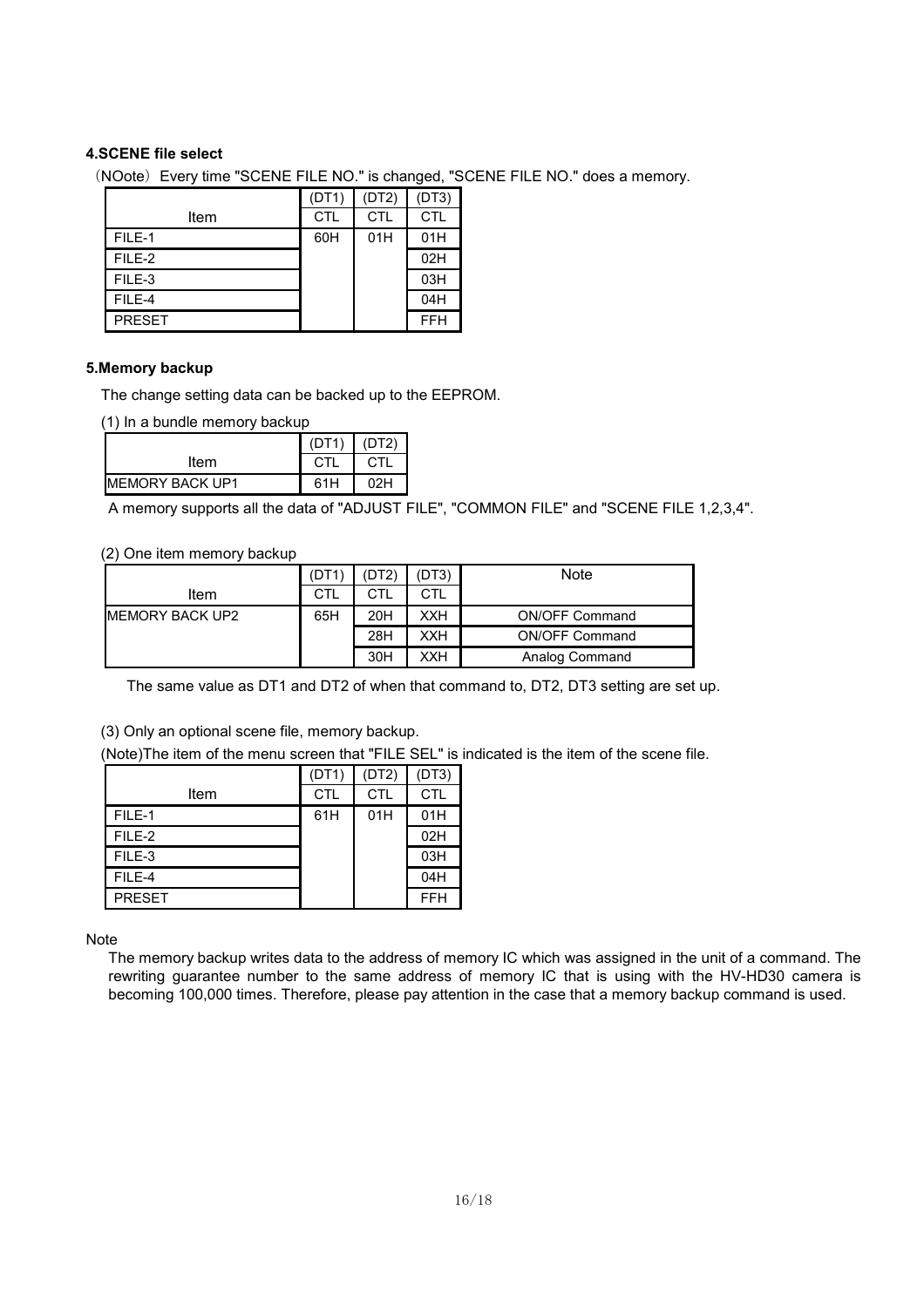### 4.SCENE file select

（NOote）Every time "SCENE FILE NO." is changed, "SCENE FILE NO." does a memory.

| Item | (DT1) CTL | (DT2) CTL | (DT3) CTL |
|---|---|---|---|
| FILE-1 | 60H | 01H | 01H |
| FILE-2 | | | 02H |
| FILE-3 | | | 03H |
| FILE-4 | | | 04H |
| PRESET | | | FFH |

### 5.Memory backup

The change setting data can be backed up to the EEPROM.

(1) In a bundle memory backup

| Item | (DT1) CTL | (DT2) CTL |
|---|---|---|
| MEMORY BACK UP1 | 61H | 02H |

A memory supports all the data of "ADJUST FILE", "COMMON FILE" and "SCENE FILE 1,2,3,4".

(2) One item memory backup

| Item | (DT1) CTL | (DT2) CTL | (DT3) CTL | Note |
|---|---|---|---|---|
| MEMORY BACK UP2 | 65H | 20H | XXH | ON/OFF Command |
| | | 28H | XXH | ON/OFF Command |
| | | 30H | XXH | Analog Command |

The same value as DT1 and DT2 of when that command to, DT2, DT3 setting are set up.

(3) Only an optional scene file, memory backup.

(Note)The item of the menu screen that "FILE SEL" is indicated is the item of the scene file.

| Item | (DT1) CTL | (DT2) CTL | (DT3) CTL |
|---|---|---|---|
| FILE-1 | 61H | 01H | 01H |
| FILE-2 | | | 02H |
| FILE-3 | | | 03H |
| FILE-4 | | | 04H |
| PRESET | | | FFH |

Note

The memory backup writes data to the address of memory IC which was assigned in the unit of a command. The rewriting guarantee number to the same address of memory IC that is using with the HV-HD30 camera is becoming 100,000 times. Therefore, please pay attention in the case that a memory backup command is used.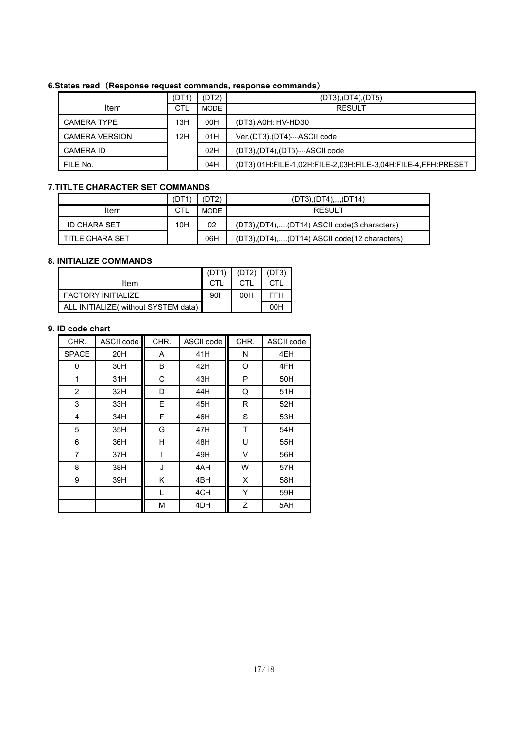### 6.States read（Response request commands, response commands）

| Item | (DT1) CTL | (DT2) MODE | (DT3),(DT4),(DT5) RESULT |
|---|---|---|---|
| CAMERA TYPE | 13H | 00H | (DT3) A0H: HV-HD30 |
| CAMERA VERSION | 12H | 01H | Ver.(DT3).(DT4)····ASCII code |
| CAMERA ID | | 02H | (DT3),(DT4),(DT5)····ASCII code |
| FILE No. | | 04H | (DT3) 01H:FILE-1,02H:FILE-2,03H:FILE-3,04H:FILE-4,FFH:PRESET |

### 7.TITLTE CHARACTER SET COMMANDS

| Item | (DT1) CTL | (DT2) MODE | (DT3),(DT4),,,,(DT14) RESULT |
|---|---|---|---|
| ID CHARA SET | 10H | 02 | (DT3),(DT4),....(DT14) ASCII code(3 characters) |
| TITLE CHARA SET | | 06H | (DT3),(DT4),....(DT14) ASCII code(12 characters) |

### 8. INITIALIZE COMMANDS

| Item | (DT1) CTL | (DT2) CTL | (DT3) CTL |
|---|---|---|---|
| FACTORY INITIALIZE | 90H | 00H | FFH |
| ALL INITIALIZE( without SYSTEM data) | | | 00H |

### 9. ID code chart

| CHR. | ASCII code | CHR. | ASCII code | CHR. | ASCII code |
|---|---|---|---|---|---|
| SPACE | 20H | A | 41H | N | 4EH |
| 0 | 30H | B | 42H | O | 4FH |
| 1 | 31H | C | 43H | P | 50H |
| 2 | 32H | D | 44H | Q | 51H |
| 3 | 33H | E | 45H | R | 52H |
| 4 | 34H | F | 46H | S | 53H |
| 5 | 35H | G | 47H | T | 54H |
| 6 | 36H | H | 48H | U | 55H |
| 7 | 37H | I | 49H | V | 56H |
| 8 | 38H | J | 4AH | W | 57H |
| 9 | 39H | K | 4BH | X | 58H |
| | | L | 4CH | Y | 59H |
| | | M | 4DH | Z | 5AH |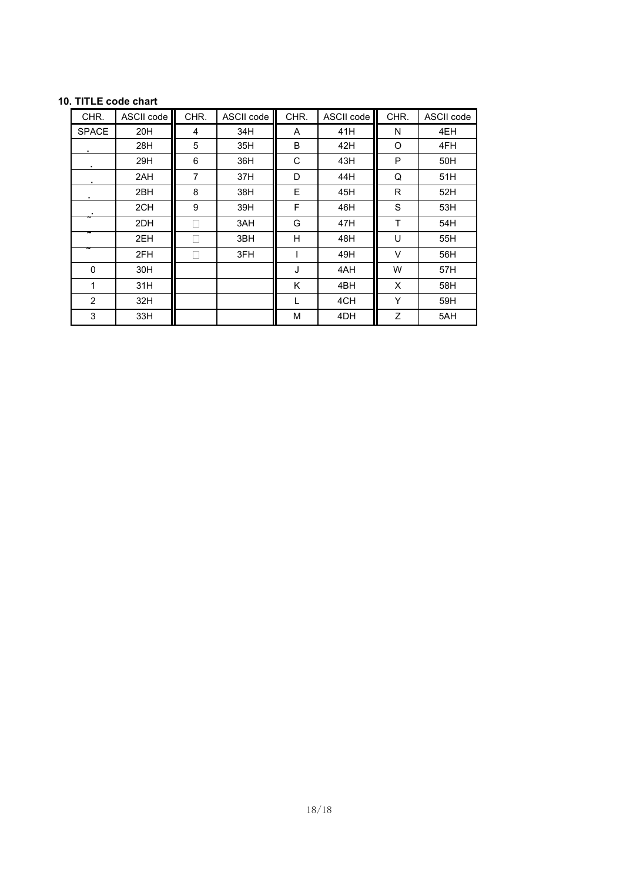## 10. TITLE code chart

| CHR. | ASCII code | CHR. | ASCII code | CHR. | ASCII code | CHR. | ASCII code |
|---|---|---|---|---|---|---|---|
| SPACE | 20H | 4 | 34H | A | 41H | N | 4EH |
| . | 28H | 5 | 35H | B | 42H | O | 4FH |
| . | 29H | 6 | 36H | C | 43H | P | 50H |
| . | 2AH | 7 | 37H | D | 44H | Q | 51H |
| . | 2BH | 8 | 38H | E | 45H | R | 52H |
| ~. | 2CH | 9 | 39H | F | 46H | S | 53H |
|  | 2DH | □ | 3AH | G | 47H | T | 54H |
| ~ | 2EH | □ | 3BH | H | 48H | U | 55H |
| ~ | 2FH | □ | 3FH | I | 49H | V | 56H |
| 0 | 30H |  |  | J | 4AH | W | 57H |
| 1 | 31H |  |  | K | 4BH | X | 58H |
| 2 | 32H |  |  | L | 4CH | Y | 59H |
| 3 | 33H |  |  | M | 4DH | Z | 5AH |